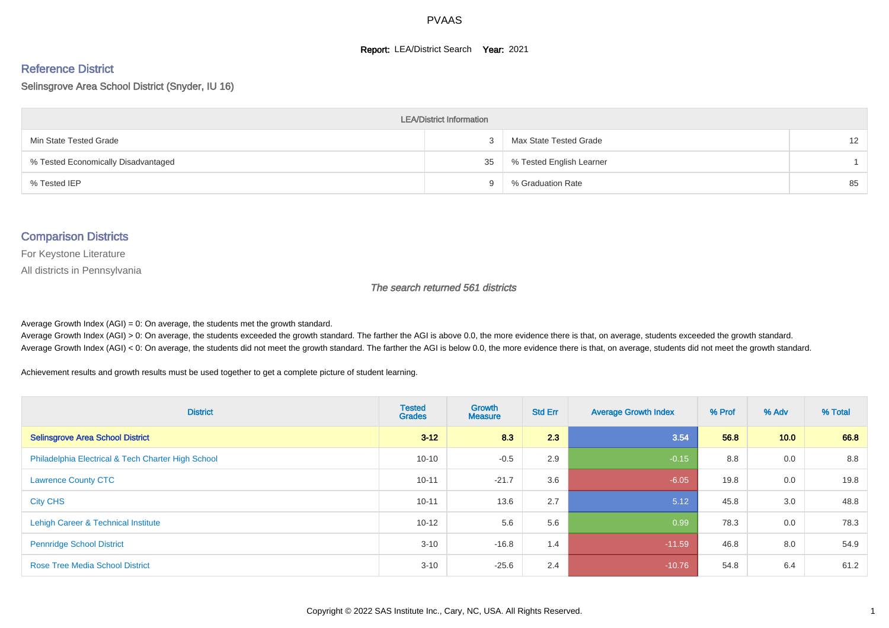PVAAS

**Report:** LEA/District Search **Year:** 2021

## Reference District

Selinsgrove Area School District (Snyder, IU 16)

| LEA/District Information | | | |
|---|---|---|---|
| Min State Tested Grade | 3 | Max State Tested Grade | 12 |
| % Tested Economically Disadvantaged | 35 | % Tested English Learner | 1 |
| % Tested IEP | 9 | % Graduation Rate | 85 |

## Comparison Districts

For Keystone Literature

All districts in Pennsylvania

*The search returned 561 districts*

Average Growth Index (AGI) = 0: On average, the students met the growth standard.
Average Growth Index (AGI) > 0: On average, the students exceeded the growth standard. The farther the AGI is above 0.0, the more evidence there is that, on average, students exceeded the growth standard.
Average Growth Index (AGI) < 0: On average, the students did not meet the growth standard. The farther the AGI is below 0.0, the more evidence there is that, on average, students did not meet the growth standard.

Achievement results and growth results must be used together to get a complete picture of student learning.

| District | Tested Grades | Growth Measure | Std Err | Average Growth Index | % Prof | % Adv | % Total |
|---|---|---|---|---|---|---|---|
| **Selinsgrove Area School District** | **3-12** | **8.3** | **2.3** | **3.54** | **56.8** | **10.0** | **66.8** |
| Philadelphia Electrical & Tech Charter High School | 10-10 | -0.5 | 2.9 | -0.15 | 8.8 | 0.0 | 8.8 |
| Lawrence County CTC | 10-11 | -21.7 | 3.6 | -6.05 | 19.8 | 0.0 | 19.8 |
| City CHS | 10-11 | 13.6 | 2.7 | 5.12 | 45.8 | 3.0 | 48.8 |
| Lehigh Career & Technical Institute | 10-12 | 5.6 | 5.6 | 0.99 | 78.3 | 0.0 | 78.3 |
| Pennridge School District | 3-10 | -16.8 | 1.4 | -11.59 | 46.8 | 8.0 | 54.9 |
| Rose Tree Media School District | 3-10 | -25.6 | 2.4 | -10.76 | 54.8 | 6.4 | 61.2 |

Copyright © 2022 SAS Institute Inc., Cary, NC, USA. All Rights Reserved.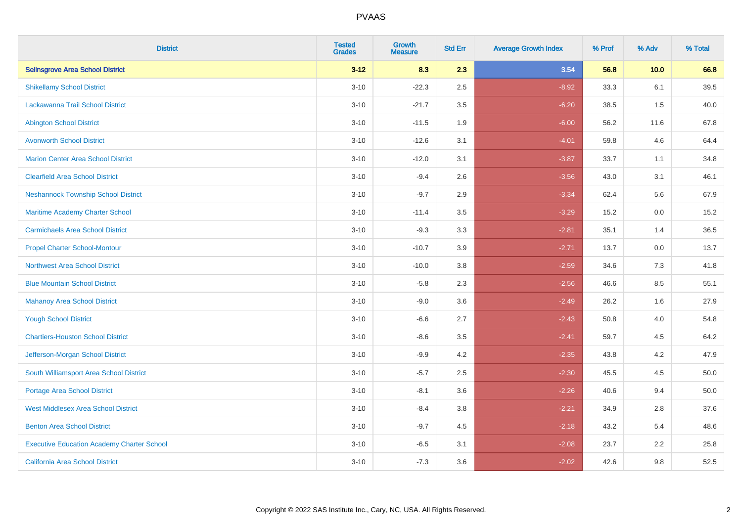PVAAS

| District | Tested Grades | Growth Measure | Std Err | Average Growth Index | % Prof | % Adv | % Total |
|---|---|---|---|---|---|---|---|
| **Selinsgrove Area School District** | **3-12** | **8.3** | **2.3** | **3.54** | **56.8** | **10.0** | **66.8** |
| Shikellamy School District | 3-10 | -22.3 | 2.5 | -8.92 | 33.3 | 6.1 | 39.5 |
| Lackawanna Trail School District | 3-10 | -21.7 | 3.5 | -6.20 | 38.5 | 1.5 | 40.0 |
| Abington School District | 3-10 | -11.5 | 1.9 | -6.00 | 56.2 | 11.6 | 67.8 |
| Avonworth School District | 3-10 | -12.6 | 3.1 | -4.01 | 59.8 | 4.6 | 64.4 |
| Marion Center Area School District | 3-10 | -12.0 | 3.1 | -3.87 | 33.7 | 1.1 | 34.8 |
| Clearfield Area School District | 3-10 | -9.4 | 2.6 | -3.56 | 43.0 | 3.1 | 46.1 |
| Neshannock Township School District | 3-10 | -9.7 | 2.9 | -3.34 | 62.4 | 5.6 | 67.9 |
| Maritime Academy Charter School | 3-10 | -11.4 | 3.5 | -3.29 | 15.2 | 0.0 | 15.2 |
| Carmichaels Area School District | 3-10 | -9.3 | 3.3 | -2.81 | 35.1 | 1.4 | 36.5 |
| Propel Charter School-Montour | 3-10 | -10.7 | 3.9 | -2.71 | 13.7 | 0.0 | 13.7 |
| Northwest Area School District | 3-10 | -10.0 | 3.8 | -2.59 | 34.6 | 7.3 | 41.8 |
| Blue Mountain School District | 3-10 | -5.8 | 2.3 | -2.56 | 46.6 | 8.5 | 55.1 |
| Mahanoy Area School District | 3-10 | -9.0 | 3.6 | -2.49 | 26.2 | 1.6 | 27.9 |
| Yough School District | 3-10 | -6.6 | 2.7 | -2.43 | 50.8 | 4.0 | 54.8 |
| Chartiers-Houston School District | 3-10 | -8.6 | 3.5 | -2.41 | 59.7 | 4.5 | 64.2 |
| Jefferson-Morgan School District | 3-10 | -9.9 | 4.2 | -2.35 | 43.8 | 4.2 | 47.9 |
| South Williamsport Area School District | 3-10 | -5.7 | 2.5 | -2.30 | 45.5 | 4.5 | 50.0 |
| Portage Area School District | 3-10 | -8.1 | 3.6 | -2.26 | 40.6 | 9.4 | 50.0 |
| West Middlesex Area School District | 3-10 | -8.4 | 3.8 | -2.21 | 34.9 | 2.8 | 37.6 |
| Benton Area School District | 3-10 | -9.7 | 4.5 | -2.18 | 43.2 | 5.4 | 48.6 |
| Executive Education Academy Charter School | 3-10 | -6.5 | 3.1 | -2.08 | 23.7 | 2.2 | 25.8 |
| California Area School District | 3-10 | -7.3 | 3.6 | -2.02 | 42.6 | 9.8 | 52.5 |

Copyright © 2022 SAS Institute Inc., Cary, NC, USA. All Rights Reserved.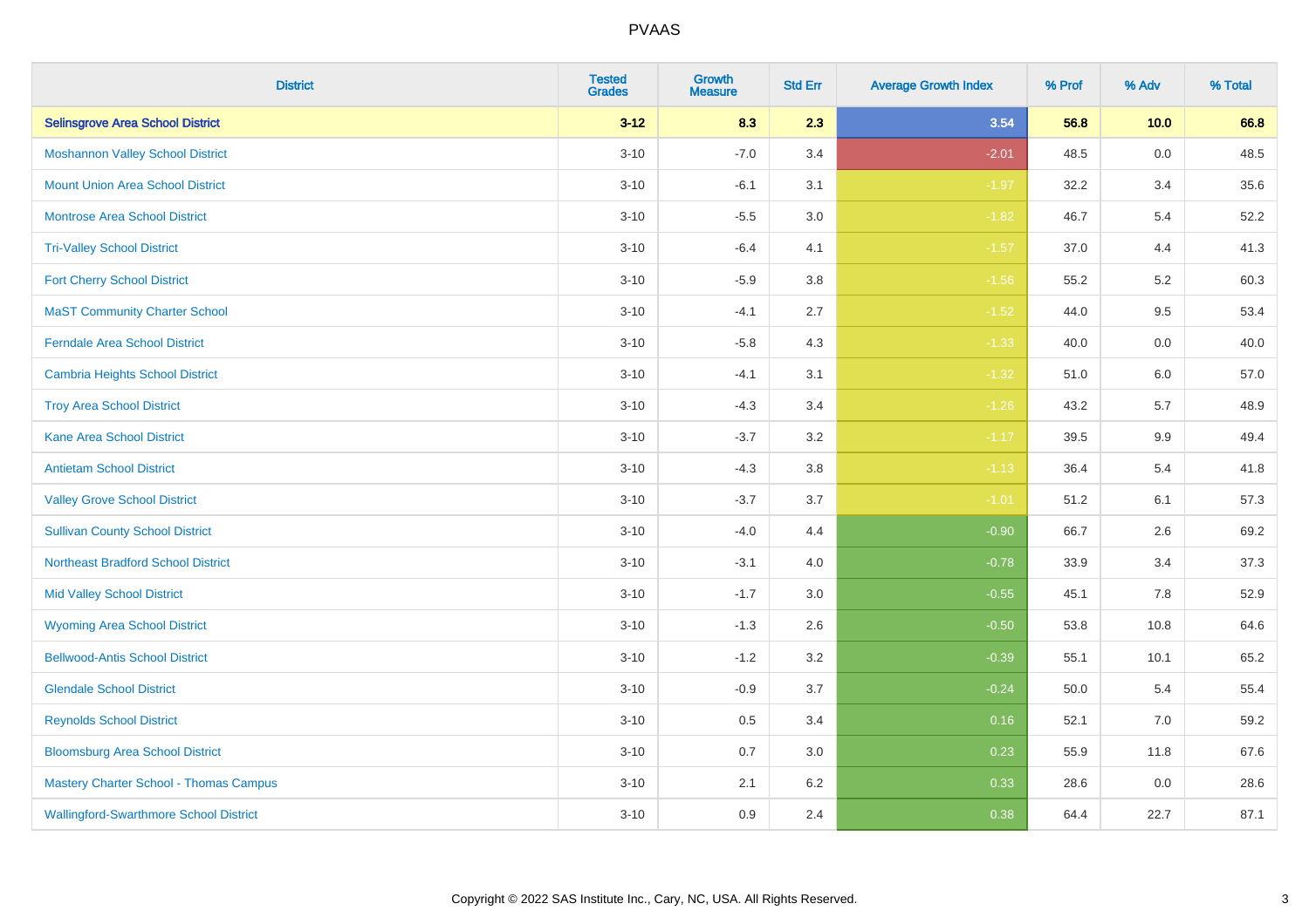| District | Tested Grades | Growth Measure | Std Err | Average Growth Index | % Prof | % Adv | % Total |
|---|---|---|---|---|---|---|---|
| **Selinsgrove Area School District** | **3-12** | **8.3** | **2.3** | **3.54** | **56.8** | **10.0** | **66.8** |
| Moshannon Valley School District | 3-10 | -7.0 | 3.4 | -2.01 | 48.5 | 0.0 | 48.5 |
| Mount Union Area School District | 3-10 | -6.1 | 3.1 | -1.97 | 32.2 | 3.4 | 35.6 |
| Montrose Area School District | 3-10 | -5.5 | 3.0 | -1.82 | 46.7 | 5.4 | 52.2 |
| Tri-Valley School District | 3-10 | -6.4 | 4.1 | -1.57 | 37.0 | 4.4 | 41.3 |
| Fort Cherry School District | 3-10 | -5.9 | 3.8 | -1.56 | 55.2 | 5.2 | 60.3 |
| MaST Community Charter School | 3-10 | -4.1 | 2.7 | -1.52 | 44.0 | 9.5 | 53.4 |
| Ferndale Area School District | 3-10 | -5.8 | 4.3 | -1.33 | 40.0 | 0.0 | 40.0 |
| Cambria Heights School District | 3-10 | -4.1 | 3.1 | -1.32 | 51.0 | 6.0 | 57.0 |
| Troy Area School District | 3-10 | -4.3 | 3.4 | -1.26 | 43.2 | 5.7 | 48.9 |
| Kane Area School District | 3-10 | -3.7 | 3.2 | -1.17 | 39.5 | 9.9 | 49.4 |
| Antietam School District | 3-10 | -4.3 | 3.8 | -1.13 | 36.4 | 5.4 | 41.8 |
| Valley Grove School District | 3-10 | -3.7 | 3.7 | -1.01 | 51.2 | 6.1 | 57.3 |
| Sullivan County School District | 3-10 | -4.0 | 4.4 | -0.90 | 66.7 | 2.6 | 69.2 |
| Northeast Bradford School District | 3-10 | -3.1 | 4.0 | -0.78 | 33.9 | 3.4 | 37.3 |
| Mid Valley School District | 3-10 | -1.7 | 3.0 | -0.55 | 45.1 | 7.8 | 52.9 |
| Wyoming Area School District | 3-10 | -1.3 | 2.6 | -0.50 | 53.8 | 10.8 | 64.6 |
| Bellwood-Antis School District | 3-10 | -1.2 | 3.2 | -0.39 | 55.1 | 10.1 | 65.2 |
| Glendale School District | 3-10 | -0.9 | 3.7 | -0.24 | 50.0 | 5.4 | 55.4 |
| Reynolds School District | 3-10 | 0.5 | 3.4 | 0.16 | 52.1 | 7.0 | 59.2 |
| Bloomsburg Area School District | 3-10 | 0.7 | 3.0 | 0.23 | 55.9 | 11.8 | 67.6 |
| Mastery Charter School - Thomas Campus | 3-10 | 2.1 | 6.2 | 0.33 | 28.6 | 0.0 | 28.6 |
| Wallingford-Swarthmore School District | 3-10 | 0.9 | 2.4 | 0.38 | 64.4 | 22.7 | 87.1 |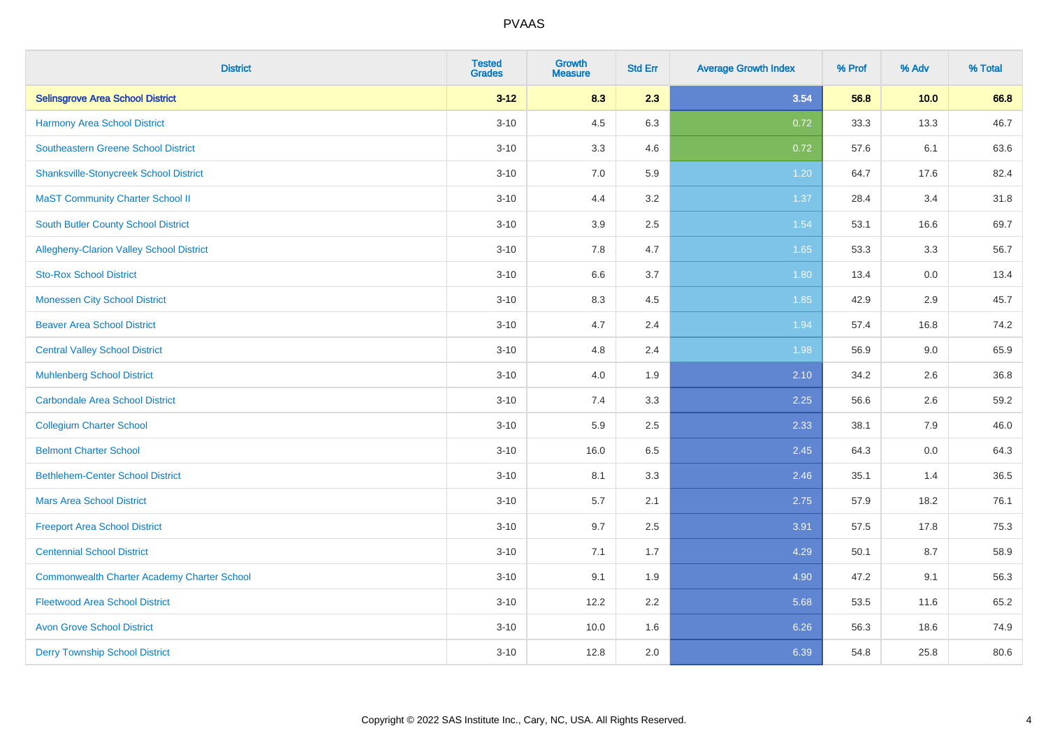PVAAS

| District | Tested Grades | Growth Measure | Std Err | Average Growth Index | % Prof | % Adv | % Total |
|---|---|---|---|---|---|---|---|
| **Selinsgrove Area School District** | **3-12** | **8.3** | **2.3** | **3.54** | **56.8** | **10.0** | **66.8** |
| Harmony Area School District | 3-10 | 4.5 | 6.3 | 0.72 | 33.3 | 13.3 | 46.7 |
| Southeastern Greene School District | 3-10 | 3.3 | 4.6 | 0.72 | 57.6 | 6.1 | 63.6 |
| Shanksville-Stonycreek School District | 3-10 | 7.0 | 5.9 | 1.20 | 64.7 | 17.6 | 82.4 |
| MaST Community Charter School II | 3-10 | 4.4 | 3.2 | 1.37 | 28.4 | 3.4 | 31.8 |
| South Butler County School District | 3-10 | 3.9 | 2.5 | 1.54 | 53.1 | 16.6 | 69.7 |
| Allegheny-Clarion Valley School District | 3-10 | 7.8 | 4.7 | 1.65 | 53.3 | 3.3 | 56.7 |
| Sto-Rox School District | 3-10 | 6.6 | 3.7 | 1.80 | 13.4 | 0.0 | 13.4 |
| Monessen City School District | 3-10 | 8.3 | 4.5 | 1.85 | 42.9 | 2.9 | 45.7 |
| Beaver Area School District | 3-10 | 4.7 | 2.4 | 1.94 | 57.4 | 16.8 | 74.2 |
| Central Valley School District | 3-10 | 4.8 | 2.4 | 1.98 | 56.9 | 9.0 | 65.9 |
| Muhlenberg School District | 3-10 | 4.0 | 1.9 | 2.10 | 34.2 | 2.6 | 36.8 |
| Carbondale Area School District | 3-10 | 7.4 | 3.3 | 2.25 | 56.6 | 2.6 | 59.2 |
| Collegium Charter School | 3-10 | 5.9 | 2.5 | 2.33 | 38.1 | 7.9 | 46.0 |
| Belmont Charter School | 3-10 | 16.0 | 6.5 | 2.45 | 64.3 | 0.0 | 64.3 |
| Bethlehem-Center School District | 3-10 | 8.1 | 3.3 | 2.46 | 35.1 | 1.4 | 36.5 |
| Mars Area School District | 3-10 | 5.7 | 2.1 | 2.75 | 57.9 | 18.2 | 76.1 |
| Freeport Area School District | 3-10 | 9.7 | 2.5 | 3.91 | 57.5 | 17.8 | 75.3 |
| Centennial School District | 3-10 | 7.1 | 1.7 | 4.29 | 50.1 | 8.7 | 58.9 |
| Commonwealth Charter Academy Charter School | 3-10 | 9.1 | 1.9 | 4.90 | 47.2 | 9.1 | 56.3 |
| Fleetwood Area School District | 3-10 | 12.2 | 2.2 | 5.68 | 53.5 | 11.6 | 65.2 |
| Avon Grove School District | 3-10 | 10.0 | 1.6 | 6.26 | 56.3 | 18.6 | 74.9 |
| Derry Township School District | 3-10 | 12.8 | 2.0 | 6.39 | 54.8 | 25.8 | 80.6 |

Copyright © 2022 SAS Institute Inc., Cary, NC, USA. All Rights Reserved.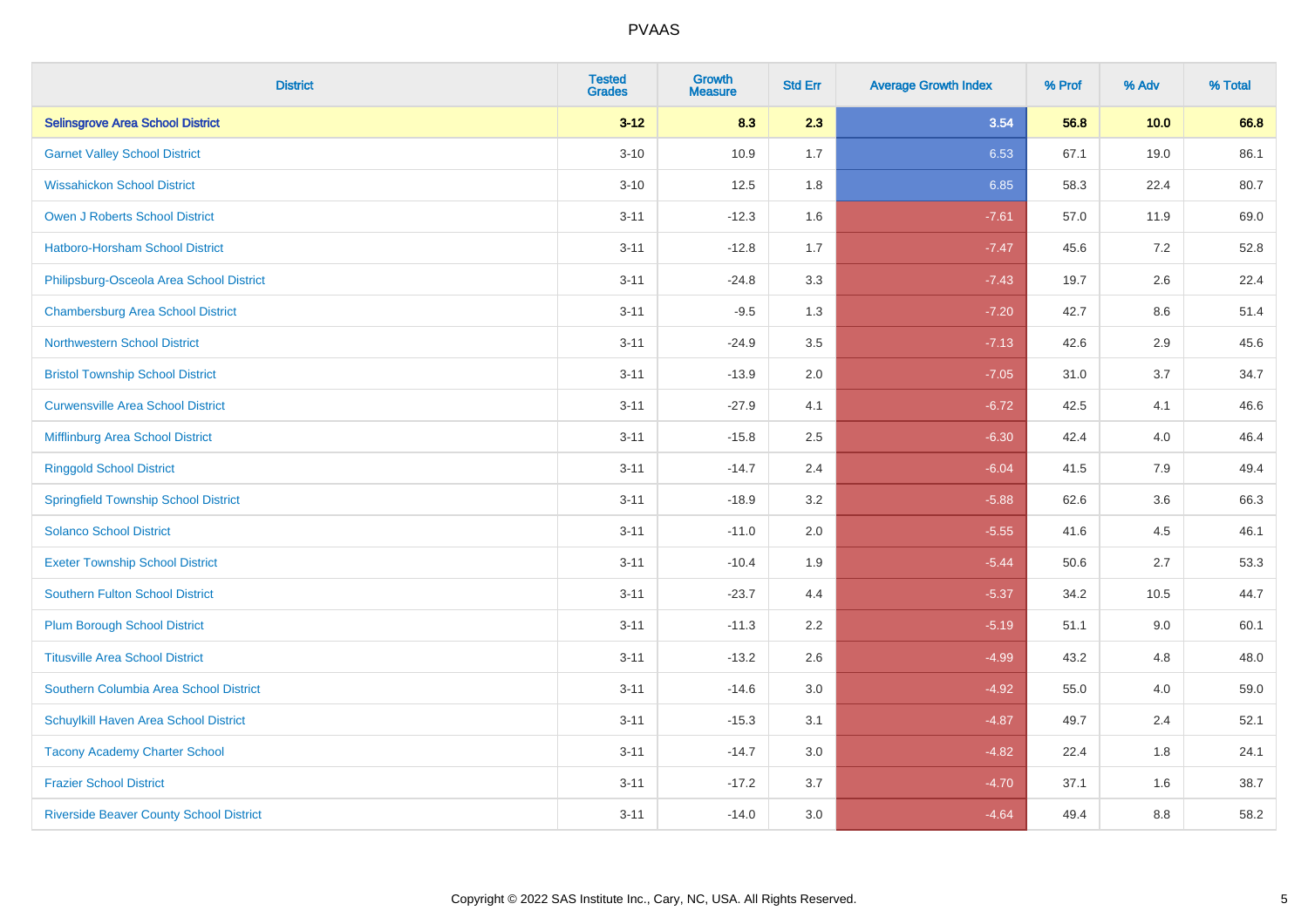# PVAAS

| District | Tested Grades | Growth Measure | Std Err | Average Growth Index | % Prof | % Adv | % Total |
|---|---|---|---|---|---|---|---|
| **Selinsgrove Area School District** | **3-12** | **8.3** | **2.3** | **3.54** | **56.8** | **10.0** | **66.8** |
| Garnet Valley School District | 3-10 | 10.9 | 1.7 | 6.53 | 67.1 | 19.0 | 86.1 |
| Wissahickon School District | 3-10 | 12.5 | 1.8 | 6.85 | 58.3 | 22.4 | 80.7 |
| Owen J Roberts School District | 3-11 | -12.3 | 1.6 | -7.61 | 57.0 | 11.9 | 69.0 |
| Hatboro-Horsham School District | 3-11 | -12.8 | 1.7 | -7.47 | 45.6 | 7.2 | 52.8 |
| Philipsburg-Osceola Area School District | 3-11 | -24.8 | 3.3 | -7.43 | 19.7 | 2.6 | 22.4 |
| Chambersburg Area School District | 3-11 | -9.5 | 1.3 | -7.20 | 42.7 | 8.6 | 51.4 |
| Northwestern School District | 3-11 | -24.9 | 3.5 | -7.13 | 42.6 | 2.9 | 45.6 |
| Bristol Township School District | 3-11 | -13.9 | 2.0 | -7.05 | 31.0 | 3.7 | 34.7 |
| Curwensville Area School District | 3-11 | -27.9 | 4.1 | -6.72 | 42.5 | 4.1 | 46.6 |
| Mifflinburg Area School District | 3-11 | -15.8 | 2.5 | -6.30 | 42.4 | 4.0 | 46.4 |
| Ringgold School District | 3-11 | -14.7 | 2.4 | -6.04 | 41.5 | 7.9 | 49.4 |
| Springfield Township School District | 3-11 | -18.9 | 3.2 | -5.88 | 62.6 | 3.6 | 66.3 |
| Solanco School District | 3-11 | -11.0 | 2.0 | -5.55 | 41.6 | 4.5 | 46.1 |
| Exeter Township School District | 3-11 | -10.4 | 1.9 | -5.44 | 50.6 | 2.7 | 53.3 |
| Southern Fulton School District | 3-11 | -23.7 | 4.4 | -5.37 | 34.2 | 10.5 | 44.7 |
| Plum Borough School District | 3-11 | -11.3 | 2.2 | -5.19 | 51.1 | 9.0 | 60.1 |
| Titusville Area School District | 3-11 | -13.2 | 2.6 | -4.99 | 43.2 | 4.8 | 48.0 |
| Southern Columbia Area School District | 3-11 | -14.6 | 3.0 | -4.92 | 55.0 | 4.0 | 59.0 |
| Schuylkill Haven Area School District | 3-11 | -15.3 | 3.1 | -4.87 | 49.7 | 2.4 | 52.1 |
| Tacony Academy Charter School | 3-11 | -14.7 | 3.0 | -4.82 | 22.4 | 1.8 | 24.1 |
| Frazier School District | 3-11 | -17.2 | 3.7 | -4.70 | 37.1 | 1.6 | 38.7 |
| Riverside Beaver County School District | 3-11 | -14.0 | 3.0 | -4.64 | 49.4 | 8.8 | 58.2 |

Copyright © 2022 SAS Institute Inc., Cary, NC, USA. All Rights Reserved.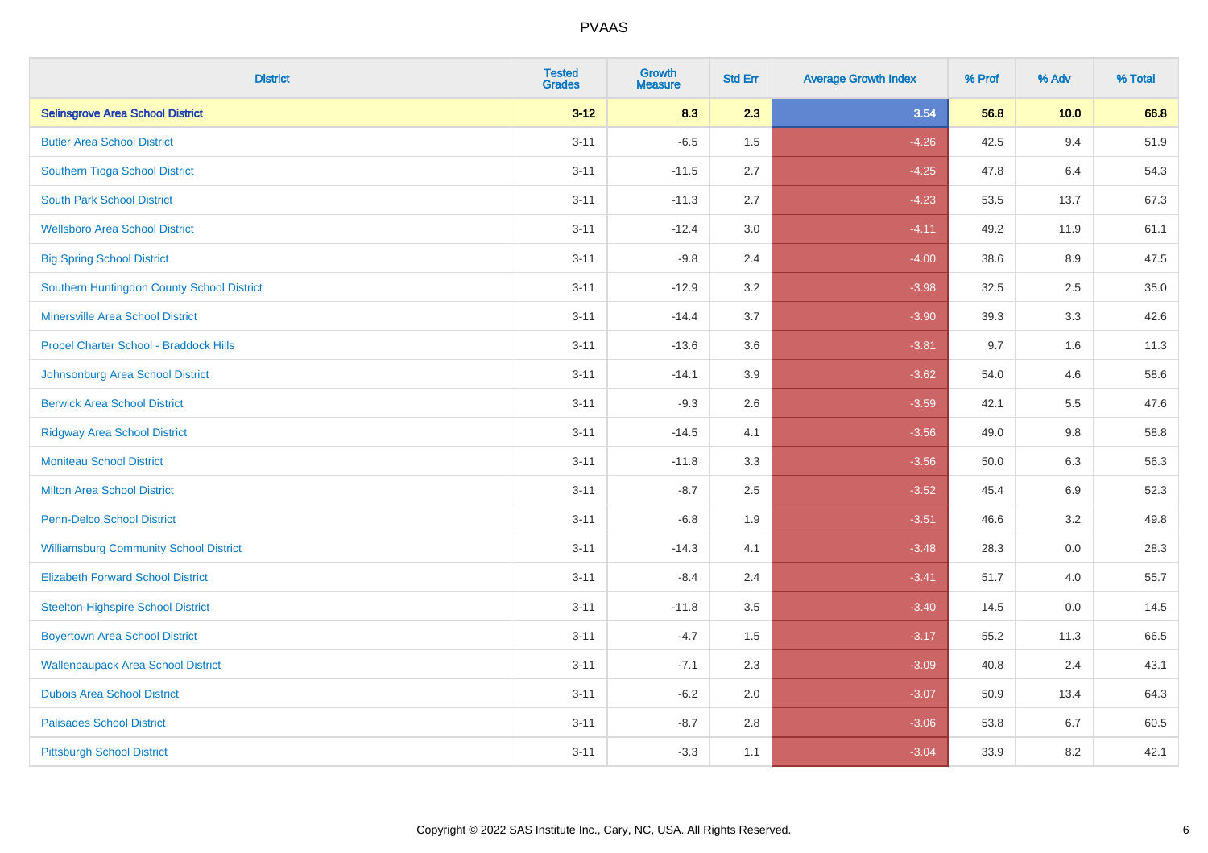| District | Tested Grades | Growth Measure | Std Err | Average Growth Index | % Prof | % Adv | % Total |
|---|---|---|---|---|---|---|---|
| **Selinsgrove Area School District** | **3-12** | **8.3** | **2.3** | **3.54** | **56.8** | **10.0** | **66.8** |
| Butler Area School District | 3-11 | -6.5 | 1.5 | -4.26 | 42.5 | 9.4 | 51.9 |
| Southern Tioga School District | 3-11 | -11.5 | 2.7 | -4.25 | 47.8 | 6.4 | 54.3 |
| South Park School District | 3-11 | -11.3 | 2.7 | -4.23 | 53.5 | 13.7 | 67.3 |
| Wellsboro Area School District | 3-11 | -12.4 | 3.0 | -4.11 | 49.2 | 11.9 | 61.1 |
| Big Spring School District | 3-11 | -9.8 | 2.4 | -4.00 | 38.6 | 8.9 | 47.5 |
| Southern Huntingdon County School District | 3-11 | -12.9 | 3.2 | -3.98 | 32.5 | 2.5 | 35.0 |
| Minersville Area School District | 3-11 | -14.4 | 3.7 | -3.90 | 39.3 | 3.3 | 42.6 |
| Propel Charter School - Braddock Hills | 3-11 | -13.6 | 3.6 | -3.81 | 9.7 | 1.6 | 11.3 |
| Johnsonburg Area School District | 3-11 | -14.1 | 3.9 | -3.62 | 54.0 | 4.6 | 58.6 |
| Berwick Area School District | 3-11 | -9.3 | 2.6 | -3.59 | 42.1 | 5.5 | 47.6 |
| Ridgway Area School District | 3-11 | -14.5 | 4.1 | -3.56 | 49.0 | 9.8 | 58.8 |
| Moniteau School District | 3-11 | -11.8 | 3.3 | -3.56 | 50.0 | 6.3 | 56.3 |
| Milton Area School District | 3-11 | -8.7 | 2.5 | -3.52 | 45.4 | 6.9 | 52.3 |
| Penn-Delco School District | 3-11 | -6.8 | 1.9 | -3.51 | 46.6 | 3.2 | 49.8 |
| Williamsburg Community School District | 3-11 | -14.3 | 4.1 | -3.48 | 28.3 | 0.0 | 28.3 |
| Elizabeth Forward School District | 3-11 | -8.4 | 2.4 | -3.41 | 51.7 | 4.0 | 55.7 |
| Steelton-Highspire School District | 3-11 | -11.8 | 3.5 | -3.40 | 14.5 | 0.0 | 14.5 |
| Boyertown Area School District | 3-11 | -4.7 | 1.5 | -3.17 | 55.2 | 11.3 | 66.5 |
| Wallenpaupack Area School District | 3-11 | -7.1 | 2.3 | -3.09 | 40.8 | 2.4 | 43.1 |
| Dubois Area School District | 3-11 | -6.2 | 2.0 | -3.07 | 50.9 | 13.4 | 64.3 |
| Palisades School District | 3-11 | -8.7 | 2.8 | -3.06 | 53.8 | 6.7 | 60.5 |
| Pittsburgh School District | 3-11 | -3.3 | 1.1 | -3.04 | 33.9 | 8.2 | 42.1 |

Copyright © 2022 SAS Institute Inc., Cary, NC, USA. All Rights Reserved.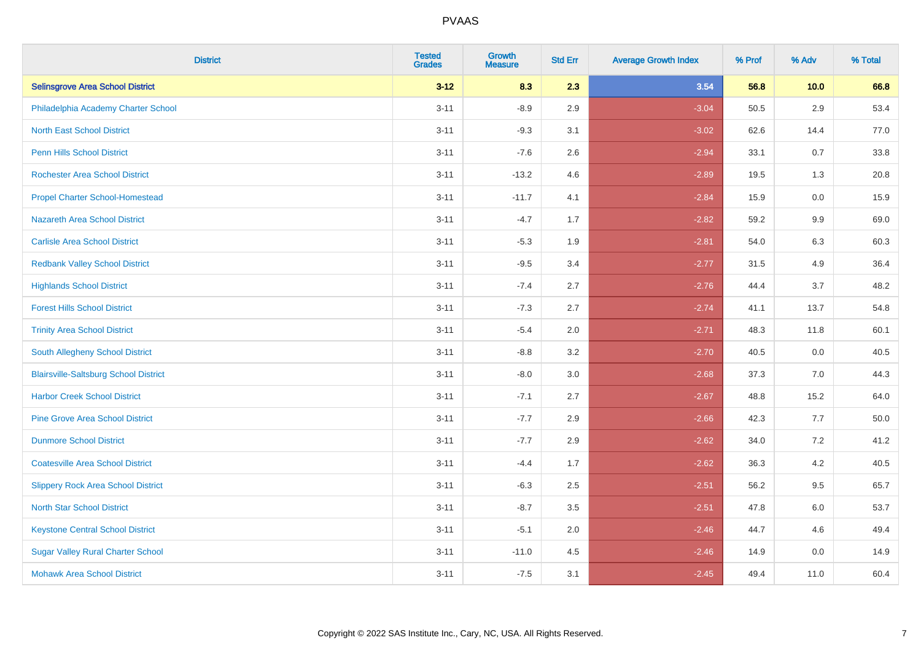PVAAS

| District | Tested Grades | Growth Measure | Std Err | Average Growth Index | % Prof | % Adv | % Total |
|---|---|---|---|---|---|---|---|
| **Selinsgrove Area School District** | **3-12** | **8.3** | **2.3** | **3.54** | **56.8** | **10.0** | **66.8** |
| Philadelphia Academy Charter School | 3-11 | -8.9 | 2.9 | -3.04 | 50.5 | 2.9 | 53.4 |
| North East School District | 3-11 | -9.3 | 3.1 | -3.02 | 62.6 | 14.4 | 77.0 |
| Penn Hills School District | 3-11 | -7.6 | 2.6 | -2.94 | 33.1 | 0.7 | 33.8 |
| Rochester Area School District | 3-11 | -13.2 | 4.6 | -2.89 | 19.5 | 1.3 | 20.8 |
| Propel Charter School-Homestead | 3-11 | -11.7 | 4.1 | -2.84 | 15.9 | 0.0 | 15.9 |
| Nazareth Area School District | 3-11 | -4.7 | 1.7 | -2.82 | 59.2 | 9.9 | 69.0 |
| Carlisle Area School District | 3-11 | -5.3 | 1.9 | -2.81 | 54.0 | 6.3 | 60.3 |
| Redbank Valley School District | 3-11 | -9.5 | 3.4 | -2.77 | 31.5 | 4.9 | 36.4 |
| Highlands School District | 3-11 | -7.4 | 2.7 | -2.76 | 44.4 | 3.7 | 48.2 |
| Forest Hills School District | 3-11 | -7.3 | 2.7 | -2.74 | 41.1 | 13.7 | 54.8 |
| Trinity Area School District | 3-11 | -5.4 | 2.0 | -2.71 | 48.3 | 11.8 | 60.1 |
| South Allegheny School District | 3-11 | -8.8 | 3.2 | -2.70 | 40.5 | 0.0 | 40.5 |
| Blairsville-Saltsburg School District | 3-11 | -8.0 | 3.0 | -2.68 | 37.3 | 7.0 | 44.3 |
| Harbor Creek School District | 3-11 | -7.1 | 2.7 | -2.67 | 48.8 | 15.2 | 64.0 |
| Pine Grove Area School District | 3-11 | -7.7 | 2.9 | -2.66 | 42.3 | 7.7 | 50.0 |
| Dunmore School District | 3-11 | -7.7 | 2.9 | -2.62 | 34.0 | 7.2 | 41.2 |
| Coatesville Area School District | 3-11 | -4.4 | 1.7 | -2.62 | 36.3 | 4.2 | 40.5 |
| Slippery Rock Area School District | 3-11 | -6.3 | 2.5 | -2.51 | 56.2 | 9.5 | 65.7 |
| North Star School District | 3-11 | -8.7 | 3.5 | -2.51 | 47.8 | 6.0 | 53.7 |
| Keystone Central School District | 3-11 | -5.1 | 2.0 | -2.46 | 44.7 | 4.6 | 49.4 |
| Sugar Valley Rural Charter School | 3-11 | -11.0 | 4.5 | -2.46 | 14.9 | 0.0 | 14.9 |
| Mohawk Area School District | 3-11 | -7.5 | 3.1 | -2.45 | 49.4 | 11.0 | 60.4 |

Copyright © 2022 SAS Institute Inc., Cary, NC, USA. All Rights Reserved.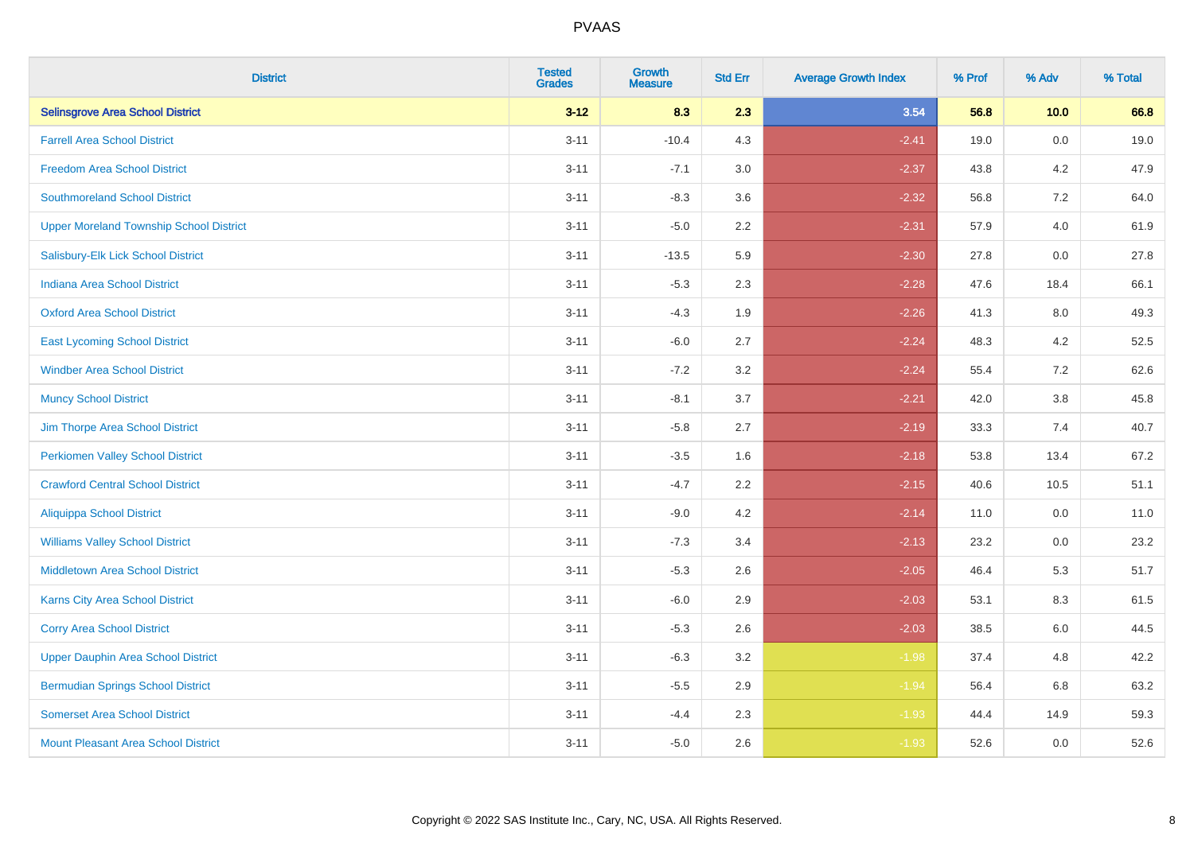# PVAAS

| District | Tested Grades | Growth Measure | Std Err | Average Growth Index | % Prof | % Adv | % Total |
|---|---|---|---|---|---|---|---|
| **Selinsgrove Area School District** | **3-12** | **8.3** | **2.3** | **3.54** | **56.8** | **10.0** | **66.8** |
| Farrell Area School District | 3-11 | -10.4 | 4.3 | -2.41 | 19.0 | 0.0 | 19.0 |
| Freedom Area School District | 3-11 | -7.1 | 3.0 | -2.37 | 43.8 | 4.2 | 47.9 |
| Southmoreland School District | 3-11 | -8.3 | 3.6 | -2.32 | 56.8 | 7.2 | 64.0 |
| Upper Moreland Township School District | 3-11 | -5.0 | 2.2 | -2.31 | 57.9 | 4.0 | 61.9 |
| Salisbury-Elk Lick School District | 3-11 | -13.5 | 5.9 | -2.30 | 27.8 | 0.0 | 27.8 |
| Indiana Area School District | 3-11 | -5.3 | 2.3 | -2.28 | 47.6 | 18.4 | 66.1 |
| Oxford Area School District | 3-11 | -4.3 | 1.9 | -2.26 | 41.3 | 8.0 | 49.3 |
| East Lycoming School District | 3-11 | -6.0 | 2.7 | -2.24 | 48.3 | 4.2 | 52.5 |
| Windber Area School District | 3-11 | -7.2 | 3.2 | -2.24 | 55.4 | 7.2 | 62.6 |
| Muncy School District | 3-11 | -8.1 | 3.7 | -2.21 | 42.0 | 3.8 | 45.8 |
| Jim Thorpe Area School District | 3-11 | -5.8 | 2.7 | -2.19 | 33.3 | 7.4 | 40.7 |
| Perkiomen Valley School District | 3-11 | -3.5 | 1.6 | -2.18 | 53.8 | 13.4 | 67.2 |
| Crawford Central School District | 3-11 | -4.7 | 2.2 | -2.15 | 40.6 | 10.5 | 51.1 |
| Aliquippa School District | 3-11 | -9.0 | 4.2 | -2.14 | 11.0 | 0.0 | 11.0 |
| Williams Valley School District | 3-11 | -7.3 | 3.4 | -2.13 | 23.2 | 0.0 | 23.2 |
| Middletown Area School District | 3-11 | -5.3 | 2.6 | -2.05 | 46.4 | 5.3 | 51.7 |
| Karns City Area School District | 3-11 | -6.0 | 2.9 | -2.03 | 53.1 | 8.3 | 61.5 |
| Corry Area School District | 3-11 | -5.3 | 2.6 | -2.03 | 38.5 | 6.0 | 44.5 |
| Upper Dauphin Area School District | 3-11 | -6.3 | 3.2 | -1.98 | 37.4 | 4.8 | 42.2 |
| Bermudian Springs School District | 3-11 | -5.5 | 2.9 | -1.94 | 56.4 | 6.8 | 63.2 |
| Somerset Area School District | 3-11 | -4.4 | 2.3 | -1.93 | 44.4 | 14.9 | 59.3 |
| Mount Pleasant Area School District | 3-11 | -5.0 | 2.6 | -1.93 | 52.6 | 0.0 | 52.6 |

Copyright © 2022 SAS Institute Inc., Cary, NC, USA. All Rights Reserved.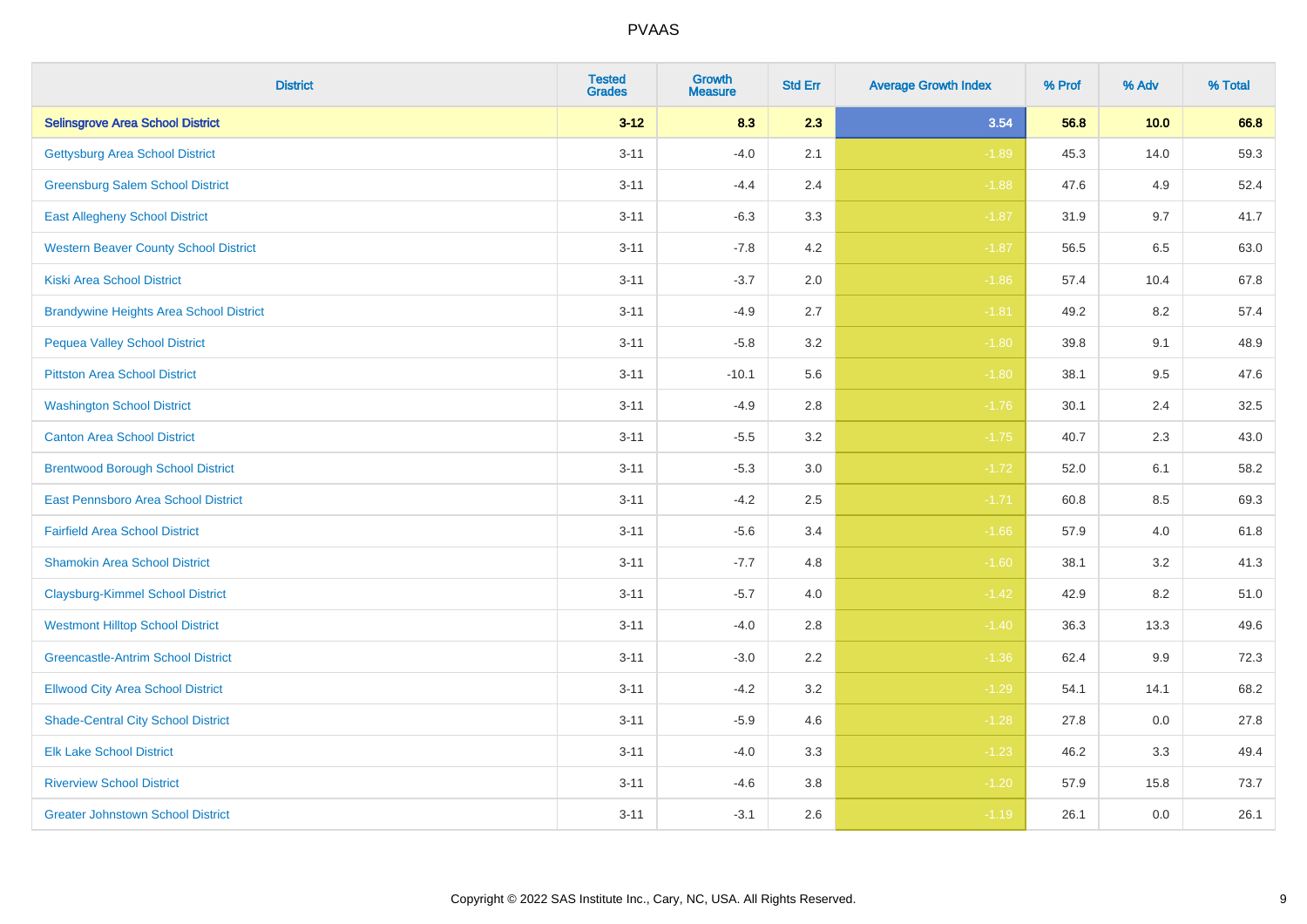| District | Tested Grades | Growth Measure | Std Err | Average Growth Index | % Prof | % Adv | % Total |
|---|---|---|---|---|---|---|---|
| **Selinsgrove Area School District** | **3-12** | **8.3** | **2.3** | **3.54** | **56.8** | **10.0** | **66.8** |
| Gettysburg Area School District | 3-11 | -4.0 | 2.1 | -1.89 | 45.3 | 14.0 | 59.3 |
| Greensburg Salem School District | 3-11 | -4.4 | 2.4 | -1.88 | 47.6 | 4.9 | 52.4 |
| East Allegheny School District | 3-11 | -6.3 | 3.3 | -1.87 | 31.9 | 9.7 | 41.7 |
| Western Beaver County School District | 3-11 | -7.8 | 4.2 | -1.87 | 56.5 | 6.5 | 63.0 |
| Kiski Area School District | 3-11 | -3.7 | 2.0 | -1.86 | 57.4 | 10.4 | 67.8 |
| Brandywine Heights Area School District | 3-11 | -4.9 | 2.7 | -1.81 | 49.2 | 8.2 | 57.4 |
| Pequea Valley School District | 3-11 | -5.8 | 3.2 | -1.80 | 39.8 | 9.1 | 48.9 |
| Pittston Area School District | 3-11 | -10.1 | 5.6 | -1.80 | 38.1 | 9.5 | 47.6 |
| Washington School District | 3-11 | -4.9 | 2.8 | -1.76 | 30.1 | 2.4 | 32.5 |
| Canton Area School District | 3-11 | -5.5 | 3.2 | -1.75 | 40.7 | 2.3 | 43.0 |
| Brentwood Borough School District | 3-11 | -5.3 | 3.0 | -1.72 | 52.0 | 6.1 | 58.2 |
| East Pennsboro Area School District | 3-11 | -4.2 | 2.5 | -1.71 | 60.8 | 8.5 | 69.3 |
| Fairfield Area School District | 3-11 | -5.6 | 3.4 | -1.66 | 57.9 | 4.0 | 61.8 |
| Shamokin Area School District | 3-11 | -7.7 | 4.8 | -1.60 | 38.1 | 3.2 | 41.3 |
| Claysburg-Kimmel School District | 3-11 | -5.7 | 4.0 | -1.42 | 42.9 | 8.2 | 51.0 |
| Westmont Hilltop School District | 3-11 | -4.0 | 2.8 | -1.40 | 36.3 | 13.3 | 49.6 |
| Greencastle-Antrim School District | 3-11 | -3.0 | 2.2 | -1.36 | 62.4 | 9.9 | 72.3 |
| Ellwood City Area School District | 3-11 | -4.2 | 3.2 | -1.29 | 54.1 | 14.1 | 68.2 |
| Shade-Central City School District | 3-11 | -5.9 | 4.6 | -1.28 | 27.8 | 0.0 | 27.8 |
| Elk Lake School District | 3-11 | -4.0 | 3.3 | -1.23 | 46.2 | 3.3 | 49.4 |
| Riverview School District | 3-11 | -4.6 | 3.8 | -1.20 | 57.9 | 15.8 | 73.7 |
| Greater Johnstown School District | 3-11 | -3.1 | 2.6 | -1.19 | 26.1 | 0.0 | 26.1 |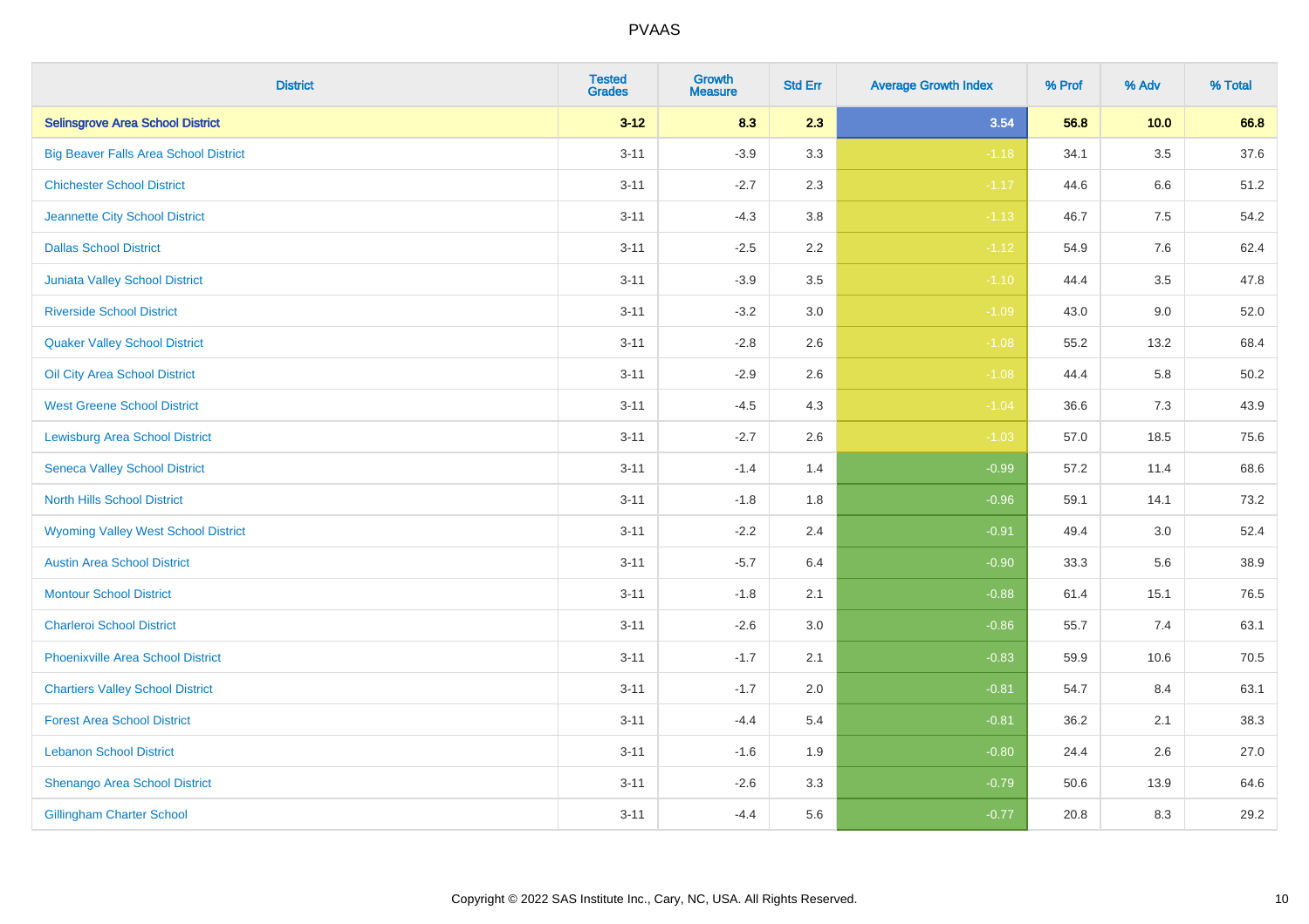| District | Tested Grades | Growth Measure | Std Err | Average Growth Index | % Prof | % Adv | % Total |
|---|---|---|---|---|---|---|---|
| **Selinsgrove Area School District** | **3-12** | **8.3** | **2.3** | **3.54** | **56.8** | **10.0** | **66.8** |
| Big Beaver Falls Area School District | 3-11 | -3.9 | 3.3 | -1.18 | 34.1 | 3.5 | 37.6 |
| Chichester School District | 3-11 | -2.7 | 2.3 | -1.17 | 44.6 | 6.6 | 51.2 |
| Jeannette City School District | 3-11 | -4.3 | 3.8 | -1.13 | 46.7 | 7.5 | 54.2 |
| Dallas School District | 3-11 | -2.5 | 2.2 | -1.12 | 54.9 | 7.6 | 62.4 |
| Juniata Valley School District | 3-11 | -3.9 | 3.5 | -1.10 | 44.4 | 3.5 | 47.8 |
| Riverside School District | 3-11 | -3.2 | 3.0 | -1.09 | 43.0 | 9.0 | 52.0 |
| Quaker Valley School District | 3-11 | -2.8 | 2.6 | -1.08 | 55.2 | 13.2 | 68.4 |
| Oil City Area School District | 3-11 | -2.9 | 2.6 | -1.08 | 44.4 | 5.8 | 50.2 |
| West Greene School District | 3-11 | -4.5 | 4.3 | -1.04 | 36.6 | 7.3 | 43.9 |
| Lewisburg Area School District | 3-11 | -2.7 | 2.6 | -1.03 | 57.0 | 18.5 | 75.6 |
| Seneca Valley School District | 3-11 | -1.4 | 1.4 | -0.99 | 57.2 | 11.4 | 68.6 |
| North Hills School District | 3-11 | -1.8 | 1.8 | -0.96 | 59.1 | 14.1 | 73.2 |
| Wyoming Valley West School District | 3-11 | -2.2 | 2.4 | -0.91 | 49.4 | 3.0 | 52.4 |
| Austin Area School District | 3-11 | -5.7 | 6.4 | -0.90 | 33.3 | 5.6 | 38.9 |
| Montour School District | 3-11 | -1.8 | 2.1 | -0.88 | 61.4 | 15.1 | 76.5 |
| Charleroi School District | 3-11 | -2.6 | 3.0 | -0.86 | 55.7 | 7.4 | 63.1 |
| Phoenixville Area School District | 3-11 | -1.7 | 2.1 | -0.83 | 59.9 | 10.6 | 70.5 |
| Chartiers Valley School District | 3-11 | -1.7 | 2.0 | -0.81 | 54.7 | 8.4 | 63.1 |
| Forest Area School District | 3-11 | -4.4 | 5.4 | -0.81 | 36.2 | 2.1 | 38.3 |
| Lebanon School District | 3-11 | -1.6 | 1.9 | -0.80 | 24.4 | 2.6 | 27.0 |
| Shenango Area School District | 3-11 | -2.6 | 3.3 | -0.79 | 50.6 | 13.9 | 64.6 |
| Gillingham Charter School | 3-11 | -4.4 | 5.6 | -0.77 | 20.8 | 8.3 | 29.2 |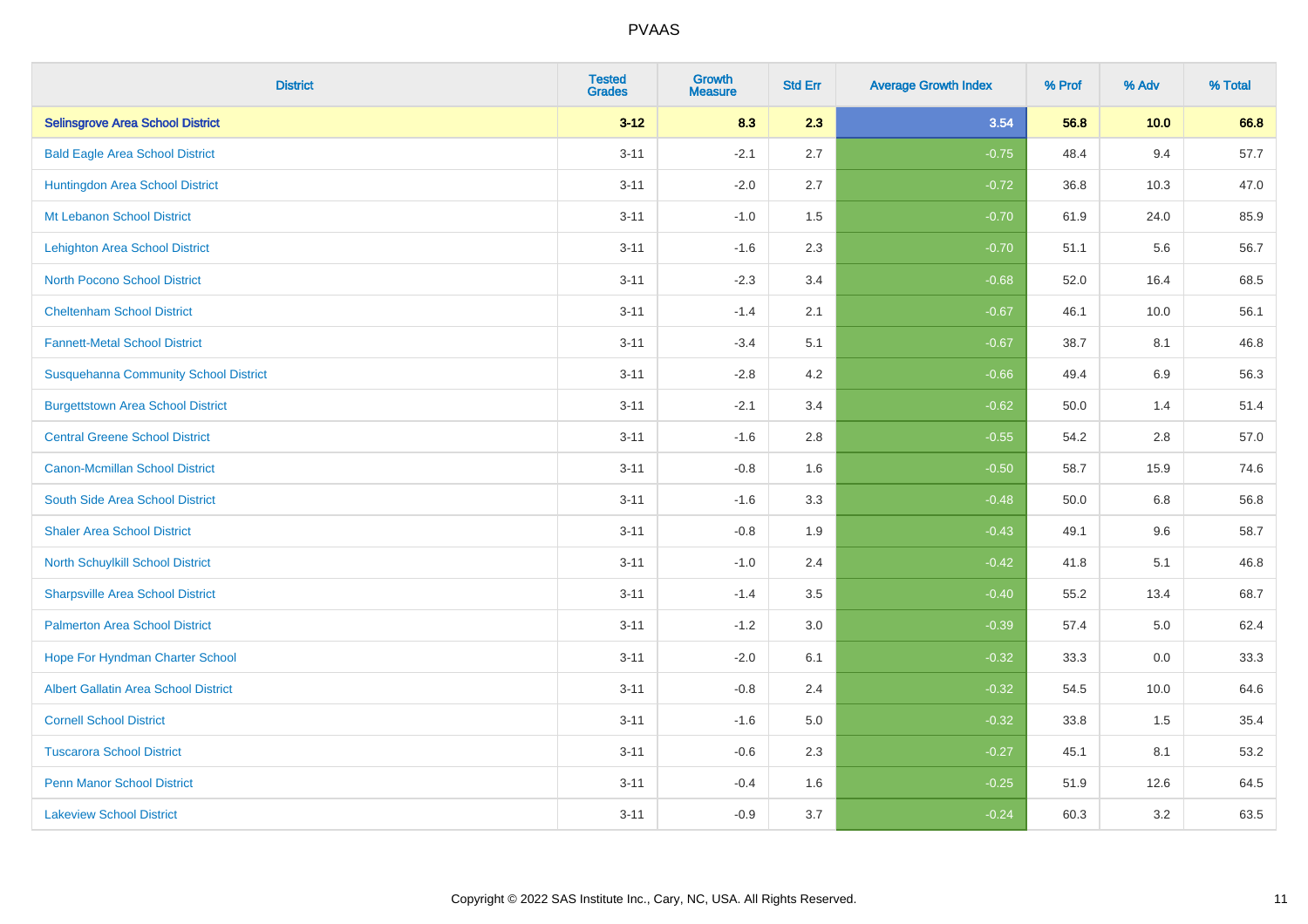# PVAAS

| District | Tested Grades | Growth Measure | Std Err | Average Growth Index | % Prof | % Adv | % Total |
|---|---|---|---|---|---|---|---|
| **Selinsgrove Area School District** | **3-12** | **8.3** | **2.3** | **3.54** | **56.8** | **10.0** | **66.8** |
| Bald Eagle Area School District | 3-11 | -2.1 | 2.7 | -0.75 | 48.4 | 9.4 | 57.7 |
| Huntingdon Area School District | 3-11 | -2.0 | 2.7 | -0.72 | 36.8 | 10.3 | 47.0 |
| Mt Lebanon School District | 3-11 | -1.0 | 1.5 | -0.70 | 61.9 | 24.0 | 85.9 |
| Lehighton Area School District | 3-11 | -1.6 | 2.3 | -0.70 | 51.1 | 5.6 | 56.7 |
| North Pocono School District | 3-11 | -2.3 | 3.4 | -0.68 | 52.0 | 16.4 | 68.5 |
| Cheltenham School District | 3-11 | -1.4 | 2.1 | -0.67 | 46.1 | 10.0 | 56.1 |
| Fannett-Metal School District | 3-11 | -3.4 | 5.1 | -0.67 | 38.7 | 8.1 | 46.8 |
| Susquehanna Community School District | 3-11 | -2.8 | 4.2 | -0.66 | 49.4 | 6.9 | 56.3 |
| Burgettstown Area School District | 3-11 | -2.1 | 3.4 | -0.62 | 50.0 | 1.4 | 51.4 |
| Central Greene School District | 3-11 | -1.6 | 2.8 | -0.55 | 54.2 | 2.8 | 57.0 |
| Canon-Mcmillan School District | 3-11 | -0.8 | 1.6 | -0.50 | 58.7 | 15.9 | 74.6 |
| South Side Area School District | 3-11 | -1.6 | 3.3 | -0.48 | 50.0 | 6.8 | 56.8 |
| Shaler Area School District | 3-11 | -0.8 | 1.9 | -0.43 | 49.1 | 9.6 | 58.7 |
| North Schuylkill School District | 3-11 | -1.0 | 2.4 | -0.42 | 41.8 | 5.1 | 46.8 |
| Sharpsville Area School District | 3-11 | -1.4 | 3.5 | -0.40 | 55.2 | 13.4 | 68.7 |
| Palmerton Area School District | 3-11 | -1.2 | 3.0 | -0.39 | 57.4 | 5.0 | 62.4 |
| Hope For Hyndman Charter School | 3-11 | -2.0 | 6.1 | -0.32 | 33.3 | 0.0 | 33.3 |
| Albert Gallatin Area School District | 3-11 | -0.8 | 2.4 | -0.32 | 54.5 | 10.0 | 64.6 |
| Cornell School District | 3-11 | -1.6 | 5.0 | -0.32 | 33.8 | 1.5 | 35.4 |
| Tuscarora School District | 3-11 | -0.6 | 2.3 | -0.27 | 45.1 | 8.1 | 53.2 |
| Penn Manor School District | 3-11 | -0.4 | 1.6 | -0.25 | 51.9 | 12.6 | 64.5 |
| Lakeview School District | 3-11 | -0.9 | 3.7 | -0.24 | 60.3 | 3.2 | 63.5 |

Copyright © 2022 SAS Institute Inc., Cary, NC, USA. All Rights Reserved.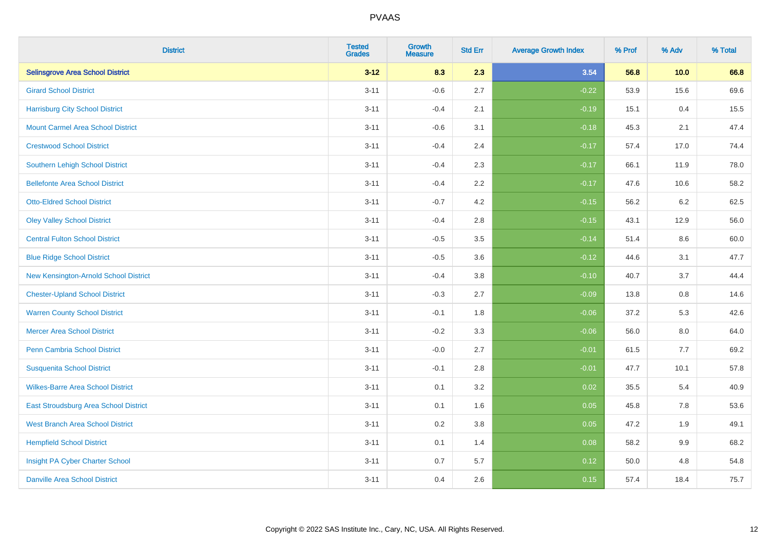# PVAAS

| District | Tested Grades | Growth Measure | Std Err | Average Growth Index | % Prof | % Adv | % Total |
|---|---|---|---|---|---|---|---|
| **Selinsgrove Area School District** | **3-12** | **8.3** | **2.3** | **3.54** | **56.8** | **10.0** | **66.8** |
| Girard School District | 3-11 | -0.6 | 2.7 | -0.22 | 53.9 | 15.6 | 69.6 |
| Harrisburg City School District | 3-11 | -0.4 | 2.1 | -0.19 | 15.1 | 0.4 | 15.5 |
| Mount Carmel Area School District | 3-11 | -0.6 | 3.1 | -0.18 | 45.3 | 2.1 | 47.4 |
| Crestwood School District | 3-11 | -0.4 | 2.4 | -0.17 | 57.4 | 17.0 | 74.4 |
| Southern Lehigh School District | 3-11 | -0.4 | 2.3 | -0.17 | 66.1 | 11.9 | 78.0 |
| Bellefonte Area School District | 3-11 | -0.4 | 2.2 | -0.17 | 47.6 | 10.6 | 58.2 |
| Otto-Eldred School District | 3-11 | -0.7 | 4.2 | -0.15 | 56.2 | 6.2 | 62.5 |
| Oley Valley School District | 3-11 | -0.4 | 2.8 | -0.15 | 43.1 | 12.9 | 56.0 |
| Central Fulton School District | 3-11 | -0.5 | 3.5 | -0.14 | 51.4 | 8.6 | 60.0 |
| Blue Ridge School District | 3-11 | -0.5 | 3.6 | -0.12 | 44.6 | 3.1 | 47.7 |
| New Kensington-Arnold School District | 3-11 | -0.4 | 3.8 | -0.10 | 40.7 | 3.7 | 44.4 |
| Chester-Upland School District | 3-11 | -0.3 | 2.7 | -0.09 | 13.8 | 0.8 | 14.6 |
| Warren County School District | 3-11 | -0.1 | 1.8 | -0.06 | 37.2 | 5.3 | 42.6 |
| Mercer Area School District | 3-11 | -0.2 | 3.3 | -0.06 | 56.0 | 8.0 | 64.0 |
| Penn Cambria School District | 3-11 | -0.0 | 2.7 | -0.01 | 61.5 | 7.7 | 69.2 |
| Susquenita School District | 3-11 | -0.1 | 2.8 | -0.01 | 47.7 | 10.1 | 57.8 |
| Wilkes-Barre Area School District | 3-11 | 0.1 | 3.2 | 0.02 | 35.5 | 5.4 | 40.9 |
| East Stroudsburg Area School District | 3-11 | 0.1 | 1.6 | 0.05 | 45.8 | 7.8 | 53.6 |
| West Branch Area School District | 3-11 | 0.2 | 3.8 | 0.05 | 47.2 | 1.9 | 49.1 |
| Hempfield School District | 3-11 | 0.1 | 1.4 | 0.08 | 58.2 | 9.9 | 68.2 |
| Insight PA Cyber Charter School | 3-11 | 0.7 | 5.7 | 0.12 | 50.0 | 4.8 | 54.8 |
| Danville Area School District | 3-11 | 0.4 | 2.6 | 0.15 | 57.4 | 18.4 | 75.7 |

Copyright © 2022 SAS Institute Inc., Cary, NC, USA. All Rights Reserved.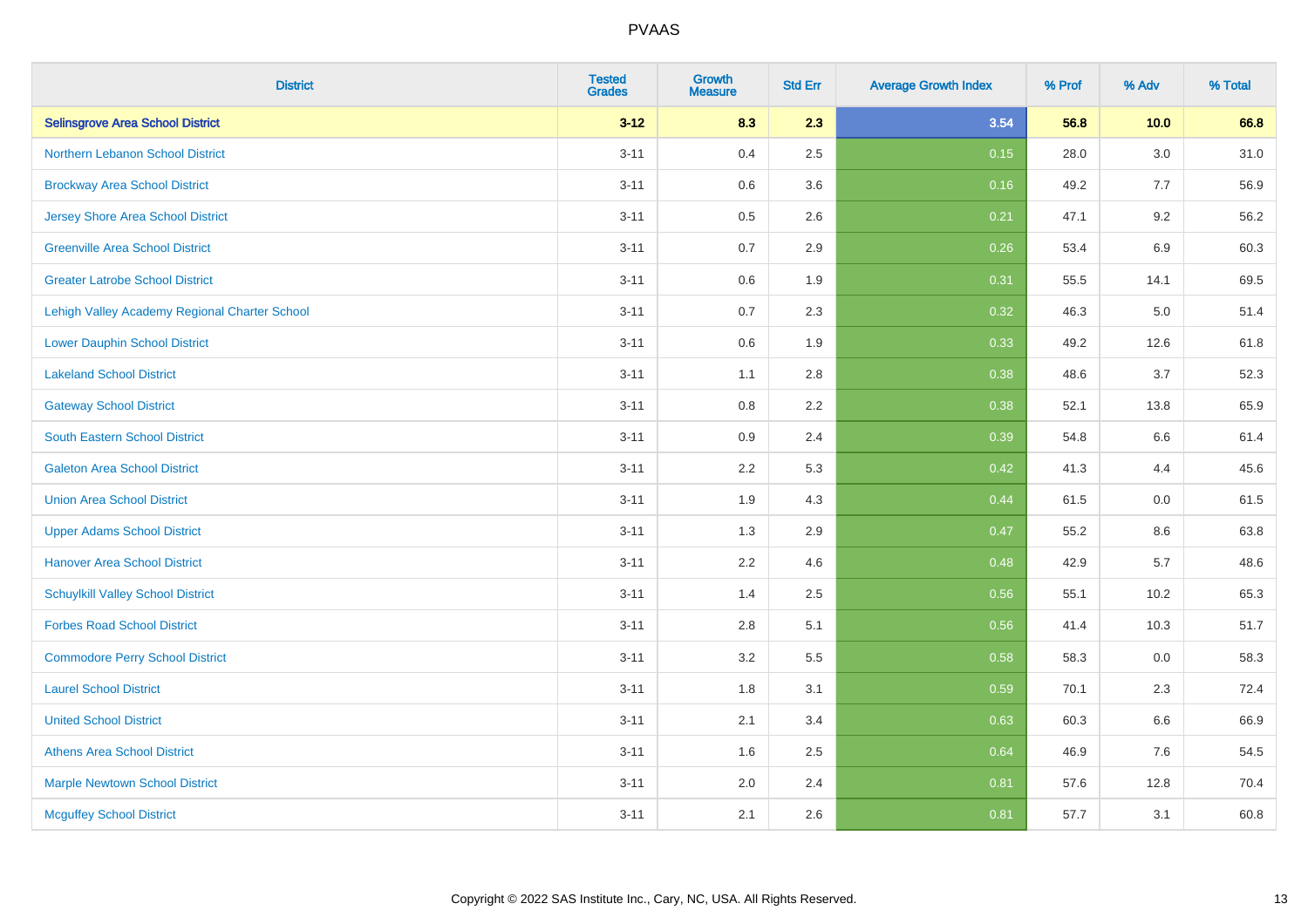PVAAS

| District | Tested Grades | Growth Measure | Std Err | Average Growth Index | % Prof | % Adv | % Total |
|---|---|---|---|---|---|---|---|
| **Selinsgrove Area School District** | **3-12** | **8.3** | **2.3** | **3.54** | **56.8** | **10.0** | **66.8** |
| Northern Lebanon School District | 3-11 | 0.4 | 2.5 | 0.15 | 28.0 | 3.0 | 31.0 |
| Brockway Area School District | 3-11 | 0.6 | 3.6 | 0.16 | 49.2 | 7.7 | 56.9 |
| Jersey Shore Area School District | 3-11 | 0.5 | 2.6 | 0.21 | 47.1 | 9.2 | 56.2 |
| Greenville Area School District | 3-11 | 0.7 | 2.9 | 0.26 | 53.4 | 6.9 | 60.3 |
| Greater Latrobe School District | 3-11 | 0.6 | 1.9 | 0.31 | 55.5 | 14.1 | 69.5 |
| Lehigh Valley Academy Regional Charter School | 3-11 | 0.7 | 2.3 | 0.32 | 46.3 | 5.0 | 51.4 |
| Lower Dauphin School District | 3-11 | 0.6 | 1.9 | 0.33 | 49.2 | 12.6 | 61.8 |
| Lakeland School District | 3-11 | 1.1 | 2.8 | 0.38 | 48.6 | 3.7 | 52.3 |
| Gateway School District | 3-11 | 0.8 | 2.2 | 0.38 | 52.1 | 13.8 | 65.9 |
| South Eastern School District | 3-11 | 0.9 | 2.4 | 0.39 | 54.8 | 6.6 | 61.4 |
| Galeton Area School District | 3-11 | 2.2 | 5.3 | 0.42 | 41.3 | 4.4 | 45.6 |
| Union Area School District | 3-11 | 1.9 | 4.3 | 0.44 | 61.5 | 0.0 | 61.5 |
| Upper Adams School District | 3-11 | 1.3 | 2.9 | 0.47 | 55.2 | 8.6 | 63.8 |
| Hanover Area School District | 3-11 | 2.2 | 4.6 | 0.48 | 42.9 | 5.7 | 48.6 |
| Schuylkill Valley School District | 3-11 | 1.4 | 2.5 | 0.56 | 55.1 | 10.2 | 65.3 |
| Forbes Road School District | 3-11 | 2.8 | 5.1 | 0.56 | 41.4 | 10.3 | 51.7 |
| Commodore Perry School District | 3-11 | 3.2 | 5.5 | 0.58 | 58.3 | 0.0 | 58.3 |
| Laurel School District | 3-11 | 1.8 | 3.1 | 0.59 | 70.1 | 2.3 | 72.4 |
| United School District | 3-11 | 2.1 | 3.4 | 0.63 | 60.3 | 6.6 | 66.9 |
| Athens Area School District | 3-11 | 1.6 | 2.5 | 0.64 | 46.9 | 7.6 | 54.5 |
| Marple Newtown School District | 3-11 | 2.0 | 2.4 | 0.81 | 57.6 | 12.8 | 70.4 |
| Mcguffey School District | 3-11 | 2.1 | 2.6 | 0.81 | 57.7 | 3.1 | 60.8 |

Copyright © 2022 SAS Institute Inc., Cary, NC, USA. All Rights Reserved.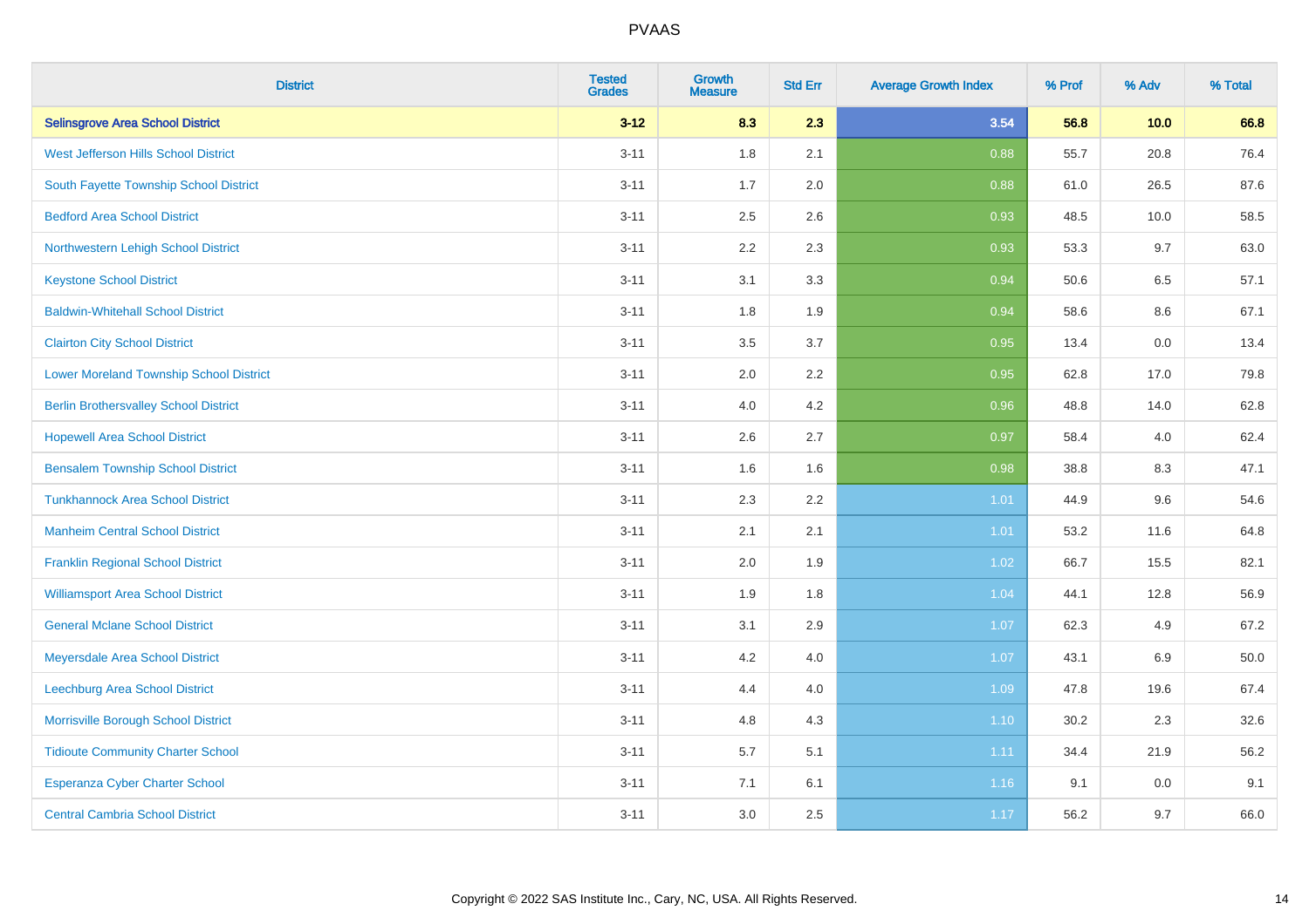# PVAAS

| District | Tested Grades | Growth Measure | Std Err | Average Growth Index | % Prof | % Adv | % Total |
|---|---|---|---|---|---|---|---|
| **Selinsgrove Area School District** | **3-12** | **8.3** | **2.3** | **3.54** | **56.8** | **10.0** | **66.8** |
| West Jefferson Hills School District | 3-11 | 1.8 | 2.1 | 0.88 | 55.7 | 20.8 | 76.4 |
| South Fayette Township School District | 3-11 | 1.7 | 2.0 | 0.88 | 61.0 | 26.5 | 87.6 |
| Bedford Area School District | 3-11 | 2.5 | 2.6 | 0.93 | 48.5 | 10.0 | 58.5 |
| Northwestern Lehigh School District | 3-11 | 2.2 | 2.3 | 0.93 | 53.3 | 9.7 | 63.0 |
| Keystone School District | 3-11 | 3.1 | 3.3 | 0.94 | 50.6 | 6.5 | 57.1 |
| Baldwin-Whitehall School District | 3-11 | 1.8 | 1.9 | 0.94 | 58.6 | 8.6 | 67.1 |
| Clairton City School District | 3-11 | 3.5 | 3.7 | 0.95 | 13.4 | 0.0 | 13.4 |
| Lower Moreland Township School District | 3-11 | 2.0 | 2.2 | 0.95 | 62.8 | 17.0 | 79.8 |
| Berlin Brothersvalley School District | 3-11 | 4.0 | 4.2 | 0.96 | 48.8 | 14.0 | 62.8 |
| Hopewell Area School District | 3-11 | 2.6 | 2.7 | 0.97 | 58.4 | 4.0 | 62.4 |
| Bensalem Township School District | 3-11 | 1.6 | 1.6 | 0.98 | 38.8 | 8.3 | 47.1 |
| Tunkhannock Area School District | 3-11 | 2.3 | 2.2 | 1.01 | 44.9 | 9.6 | 54.6 |
| Manheim Central School District | 3-11 | 2.1 | 2.1 | 1.01 | 53.2 | 11.6 | 64.8 |
| Franklin Regional School District | 3-11 | 2.0 | 1.9 | 1.02 | 66.7 | 15.5 | 82.1 |
| Williamsport Area School District | 3-11 | 1.9 | 1.8 | 1.04 | 44.1 | 12.8 | 56.9 |
| General Mclane School District | 3-11 | 3.1 | 2.9 | 1.07 | 62.3 | 4.9 | 67.2 |
| Meyersdale Area School District | 3-11 | 4.2 | 4.0 | 1.07 | 43.1 | 6.9 | 50.0 |
| Leechburg Area School District | 3-11 | 4.4 | 4.0 | 1.09 | 47.8 | 19.6 | 67.4 |
| Morrisville Borough School District | 3-11 | 4.8 | 4.3 | 1.10 | 30.2 | 2.3 | 32.6 |
| Tidioute Community Charter School | 3-11 | 5.7 | 5.1 | 1.11 | 34.4 | 21.9 | 56.2 |
| Esperanza Cyber Charter School | 3-11 | 7.1 | 6.1 | 1.16 | 9.1 | 0.0 | 9.1 |
| Central Cambria School District | 3-11 | 3.0 | 2.5 | 1.17 | 56.2 | 9.7 | 66.0 |

Copyright © 2022 SAS Institute Inc., Cary, NC, USA. All Rights Reserved.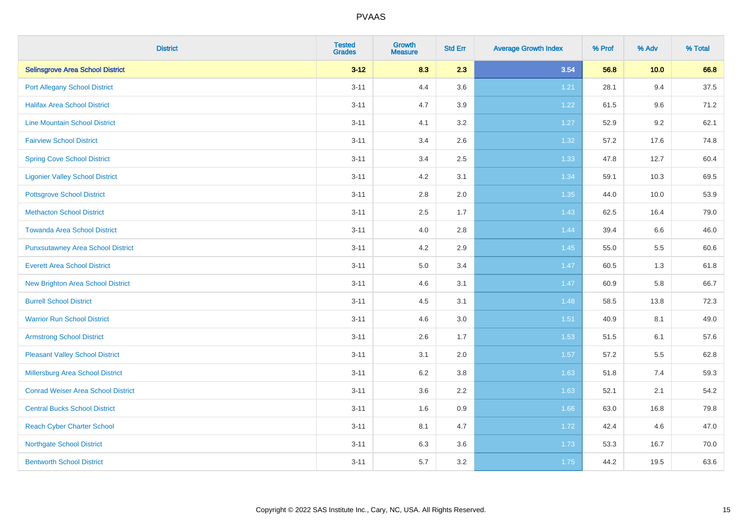# PVAAS

| District | Tested Grades | Growth Measure | Std Err | Average Growth Index | % Prof | % Adv | % Total |
|---|---|---|---|---|---|---|---|
| **Selinsgrove Area School District** | **3-12** | **8.3** | **2.3** | **3.54** | **56.8** | **10.0** | **66.8** |
| Port Allegany School District | 3-11 | 4.4 | 3.6 | 1.21 | 28.1 | 9.4 | 37.5 |
| Halifax Area School District | 3-11 | 4.7 | 3.9 | 1.22 | 61.5 | 9.6 | 71.2 |
| Line Mountain School District | 3-11 | 4.1 | 3.2 | 1.27 | 52.9 | 9.2 | 62.1 |
| Fairview School District | 3-11 | 3.4 | 2.6 | 1.32 | 57.2 | 17.6 | 74.8 |
| Spring Cove School District | 3-11 | 3.4 | 2.5 | 1.33 | 47.8 | 12.7 | 60.4 |
| Ligonier Valley School District | 3-11 | 4.2 | 3.1 | 1.34 | 59.1 | 10.3 | 69.5 |
| Pottsgrove School District | 3-11 | 2.8 | 2.0 | 1.35 | 44.0 | 10.0 | 53.9 |
| Methacton School District | 3-11 | 2.5 | 1.7 | 1.43 | 62.5 | 16.4 | 79.0 |
| Towanda Area School District | 3-11 | 4.0 | 2.8 | 1.44 | 39.4 | 6.6 | 46.0 |
| Punxsutawney Area School District | 3-11 | 4.2 | 2.9 | 1.45 | 55.0 | 5.5 | 60.6 |
| Everett Area School District | 3-11 | 5.0 | 3.4 | 1.47 | 60.5 | 1.3 | 61.8 |
| New Brighton Area School District | 3-11 | 4.6 | 3.1 | 1.47 | 60.9 | 5.8 | 66.7 |
| Burrell School District | 3-11 | 4.5 | 3.1 | 1.48 | 58.5 | 13.8 | 72.3 |
| Warrior Run School District | 3-11 | 4.6 | 3.0 | 1.51 | 40.9 | 8.1 | 49.0 |
| Armstrong School District | 3-11 | 2.6 | 1.7 | 1.53 | 51.5 | 6.1 | 57.6 |
| Pleasant Valley School District | 3-11 | 3.1 | 2.0 | 1.57 | 57.2 | 5.5 | 62.8 |
| Millersburg Area School District | 3-11 | 6.2 | 3.8 | 1.63 | 51.8 | 7.4 | 59.3 |
| Conrad Weiser Area School District | 3-11 | 3.6 | 2.2 | 1.63 | 52.1 | 2.1 | 54.2 |
| Central Bucks School District | 3-11 | 1.6 | 0.9 | 1.66 | 63.0 | 16.8 | 79.8 |
| Reach Cyber Charter School | 3-11 | 8.1 | 4.7 | 1.72 | 42.4 | 4.6 | 47.0 |
| Northgate School District | 3-11 | 6.3 | 3.6 | 1.73 | 53.3 | 16.7 | 70.0 |
| Bentworth School District | 3-11 | 5.7 | 3.2 | 1.75 | 44.2 | 19.5 | 63.6 |

Copyright © 2022 SAS Institute Inc., Cary, NC, USA. All Rights Reserved.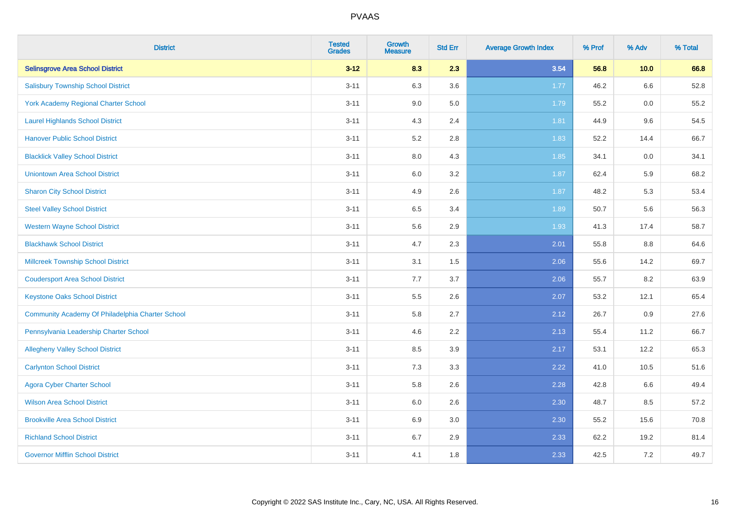# PVAAS

| District | Tested Grades | Growth Measure | Std Err | Average Growth Index | % Prof | % Adv | % Total |
|---|---|---|---|---|---|---|---|
| **Selinsgrove Area School District** | **3-12** | **8.3** | **2.3** | **3.54** | **56.8** | **10.0** | **66.8** |
| Salisbury Township School District | 3-11 | 6.3 | 3.6 | 1.77 | 46.2 | 6.6 | 52.8 |
| York Academy Regional Charter School | 3-11 | 9.0 | 5.0 | 1.79 | 55.2 | 0.0 | 55.2 |
| Laurel Highlands School District | 3-11 | 4.3 | 2.4 | 1.81 | 44.9 | 9.6 | 54.5 |
| Hanover Public School District | 3-11 | 5.2 | 2.8 | 1.83 | 52.2 | 14.4 | 66.7 |
| Blacklick Valley School District | 3-11 | 8.0 | 4.3 | 1.85 | 34.1 | 0.0 | 34.1 |
| Uniontown Area School District | 3-11 | 6.0 | 3.2 | 1.87 | 62.4 | 5.9 | 68.2 |
| Sharon City School District | 3-11 | 4.9 | 2.6 | 1.87 | 48.2 | 5.3 | 53.4 |
| Steel Valley School District | 3-11 | 6.5 | 3.4 | 1.89 | 50.7 | 5.6 | 56.3 |
| Western Wayne School District | 3-11 | 5.6 | 2.9 | 1.93 | 41.3 | 17.4 | 58.7 |
| Blackhawk School District | 3-11 | 4.7 | 2.3 | 2.01 | 55.8 | 8.8 | 64.6 |
| Millcreek Township School District | 3-11 | 3.1 | 1.5 | 2.06 | 55.6 | 14.2 | 69.7 |
| Coudersport Area School District | 3-11 | 7.7 | 3.7 | 2.06 | 55.7 | 8.2 | 63.9 |
| Keystone Oaks School District | 3-11 | 5.5 | 2.6 | 2.07 | 53.2 | 12.1 | 65.4 |
| Community Academy Of Philadelphia Charter School | 3-11 | 5.8 | 2.7 | 2.12 | 26.7 | 0.9 | 27.6 |
| Pennsylvania Leadership Charter School | 3-11 | 4.6 | 2.2 | 2.13 | 55.4 | 11.2 | 66.7 |
| Allegheny Valley School District | 3-11 | 8.5 | 3.9 | 2.17 | 53.1 | 12.2 | 65.3 |
| Carlynton School District | 3-11 | 7.3 | 3.3 | 2.22 | 41.0 | 10.5 | 51.6 |
| Agora Cyber Charter School | 3-11 | 5.8 | 2.6 | 2.28 | 42.8 | 6.6 | 49.4 |
| Wilson Area School District | 3-11 | 6.0 | 2.6 | 2.30 | 48.7 | 8.5 | 57.2 |
| Brookville Area School District | 3-11 | 6.9 | 3.0 | 2.30 | 55.2 | 15.6 | 70.8 |
| Richland School District | 3-11 | 6.7 | 2.9 | 2.33 | 62.2 | 19.2 | 81.4 |
| Governor Mifflin School District | 3-11 | 4.1 | 1.8 | 2.33 | 42.5 | 7.2 | 49.7 |

Copyright © 2022 SAS Institute Inc., Cary, NC, USA. All Rights Reserved.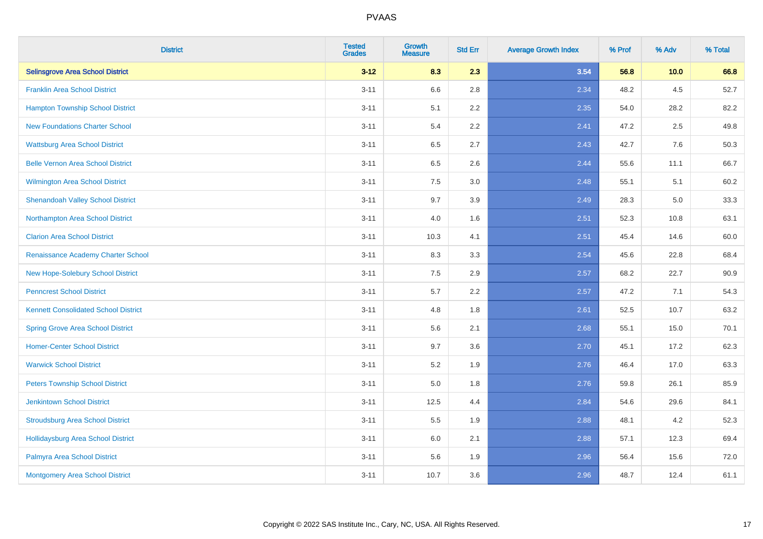# PVAAS

| District | Tested Grades | Growth Measure | Std Err | Average Growth Index | % Prof | % Adv | % Total |
|---|---|---|---|---|---|---|---|
| **Selinsgrove Area School District** | **3-12** | **8.3** | **2.3** | **3.54** | **56.8** | **10.0** | **66.8** |
| Franklin Area School District | 3-11 | 6.6 | 2.8 | 2.34 | 48.2 | 4.5 | 52.7 |
| Hampton Township School District | 3-11 | 5.1 | 2.2 | 2.35 | 54.0 | 28.2 | 82.2 |
| New Foundations Charter School | 3-11 | 5.4 | 2.2 | 2.41 | 47.2 | 2.5 | 49.8 |
| Wattsburg Area School District | 3-11 | 6.5 | 2.7 | 2.43 | 42.7 | 7.6 | 50.3 |
| Belle Vernon Area School District | 3-11 | 6.5 | 2.6 | 2.44 | 55.6 | 11.1 | 66.7 |
| Wilmington Area School District | 3-11 | 7.5 | 3.0 | 2.48 | 55.1 | 5.1 | 60.2 |
| Shenandoah Valley School District | 3-11 | 9.7 | 3.9 | 2.49 | 28.3 | 5.0 | 33.3 |
| Northampton Area School District | 3-11 | 4.0 | 1.6 | 2.51 | 52.3 | 10.8 | 63.1 |
| Clarion Area School District | 3-11 | 10.3 | 4.1 | 2.51 | 45.4 | 14.6 | 60.0 |
| Renaissance Academy Charter School | 3-11 | 8.3 | 3.3 | 2.54 | 45.6 | 22.8 | 68.4 |
| New Hope-Solebury School District | 3-11 | 7.5 | 2.9 | 2.57 | 68.2 | 22.7 | 90.9 |
| Penncrest School District | 3-11 | 5.7 | 2.2 | 2.57 | 47.2 | 7.1 | 54.3 |
| Kennett Consolidated School District | 3-11 | 4.8 | 1.8 | 2.61 | 52.5 | 10.7 | 63.2 |
| Spring Grove Area School District | 3-11 | 5.6 | 2.1 | 2.68 | 55.1 | 15.0 | 70.1 |
| Homer-Center School District | 3-11 | 9.7 | 3.6 | 2.70 | 45.1 | 17.2 | 62.3 |
| Warwick School District | 3-11 | 5.2 | 1.9 | 2.76 | 46.4 | 17.0 | 63.3 |
| Peters Township School District | 3-11 | 5.0 | 1.8 | 2.76 | 59.8 | 26.1 | 85.9 |
| Jenkintown School District | 3-11 | 12.5 | 4.4 | 2.84 | 54.6 | 29.6 | 84.1 |
| Stroudsburg Area School District | 3-11 | 5.5 | 1.9 | 2.88 | 48.1 | 4.2 | 52.3 |
| Hollidaysburg Area School District | 3-11 | 6.0 | 2.1 | 2.88 | 57.1 | 12.3 | 69.4 |
| Palmyra Area School District | 3-11 | 5.6 | 1.9 | 2.96 | 56.4 | 15.6 | 72.0 |
| Montgomery Area School District | 3-11 | 10.7 | 3.6 | 2.96 | 48.7 | 12.4 | 61.1 |

Copyright © 2022 SAS Institute Inc., Cary, NC, USA. All Rights Reserved.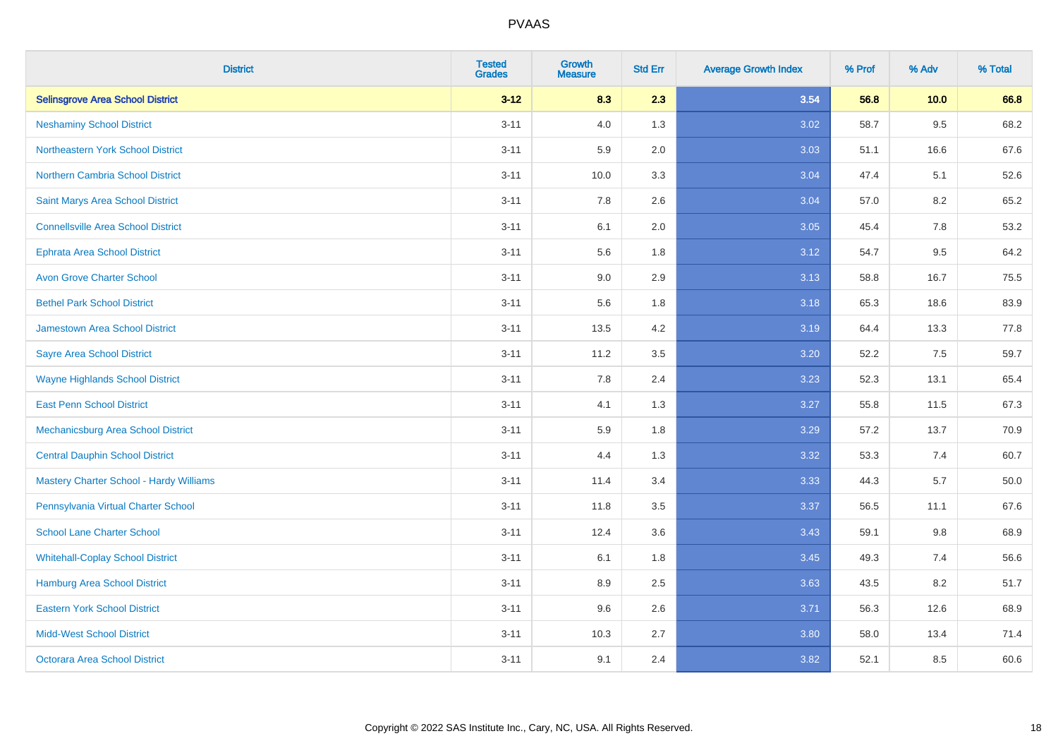# PVAAS

| District | Tested Grades | Growth Measure | Std Err | Average Growth Index | % Prof | % Adv | % Total |
|---|---|---|---|---|---|---|---|
| **Selinsgrove Area School District** | **3-12** | **8.3** | **2.3** | **3.54** | **56.8** | **10.0** | **66.8** |
| Neshaminy School District | 3-11 | 4.0 | 1.3 | 3.02 | 58.7 | 9.5 | 68.2 |
| Northeastern York School District | 3-11 | 5.9 | 2.0 | 3.03 | 51.1 | 16.6 | 67.6 |
| Northern Cambria School District | 3-11 | 10.0 | 3.3 | 3.04 | 47.4 | 5.1 | 52.6 |
| Saint Marys Area School District | 3-11 | 7.8 | 2.6 | 3.04 | 57.0 | 8.2 | 65.2 |
| Connellsville Area School District | 3-11 | 6.1 | 2.0 | 3.05 | 45.4 | 7.8 | 53.2 |
| Ephrata Area School District | 3-11 | 5.6 | 1.8 | 3.12 | 54.7 | 9.5 | 64.2 |
| Avon Grove Charter School | 3-11 | 9.0 | 2.9 | 3.13 | 58.8 | 16.7 | 75.5 |
| Bethel Park School District | 3-11 | 5.6 | 1.8 | 3.18 | 65.3 | 18.6 | 83.9 |
| Jamestown Area School District | 3-11 | 13.5 | 4.2 | 3.19 | 64.4 | 13.3 | 77.8 |
| Sayre Area School District | 3-11 | 11.2 | 3.5 | 3.20 | 52.2 | 7.5 | 59.7 |
| Wayne Highlands School District | 3-11 | 7.8 | 2.4 | 3.23 | 52.3 | 13.1 | 65.4 |
| East Penn School District | 3-11 | 4.1 | 1.3 | 3.27 | 55.8 | 11.5 | 67.3 |
| Mechanicsburg Area School District | 3-11 | 5.9 | 1.8 | 3.29 | 57.2 | 13.7 | 70.9 |
| Central Dauphin School District | 3-11 | 4.4 | 1.3 | 3.32 | 53.3 | 7.4 | 60.7 |
| Mastery Charter School - Hardy Williams | 3-11 | 11.4 | 3.4 | 3.33 | 44.3 | 5.7 | 50.0 |
| Pennsylvania Virtual Charter School | 3-11 | 11.8 | 3.5 | 3.37 | 56.5 | 11.1 | 67.6 |
| School Lane Charter School | 3-11 | 12.4 | 3.6 | 3.43 | 59.1 | 9.8 | 68.9 |
| Whitehall-Coplay School District | 3-11 | 6.1 | 1.8 | 3.45 | 49.3 | 7.4 | 56.6 |
| Hamburg Area School District | 3-11 | 8.9 | 2.5 | 3.63 | 43.5 | 8.2 | 51.7 |
| Eastern York School District | 3-11 | 9.6 | 2.6 | 3.71 | 56.3 | 12.6 | 68.9 |
| Midd-West School District | 3-11 | 10.3 | 2.7 | 3.80 | 58.0 | 13.4 | 71.4 |
| Octorara Area School District | 3-11 | 9.1 | 2.4 | 3.82 | 52.1 | 8.5 | 60.6 |

Copyright © 2022 SAS Institute Inc., Cary, NC, USA. All Rights Reserved.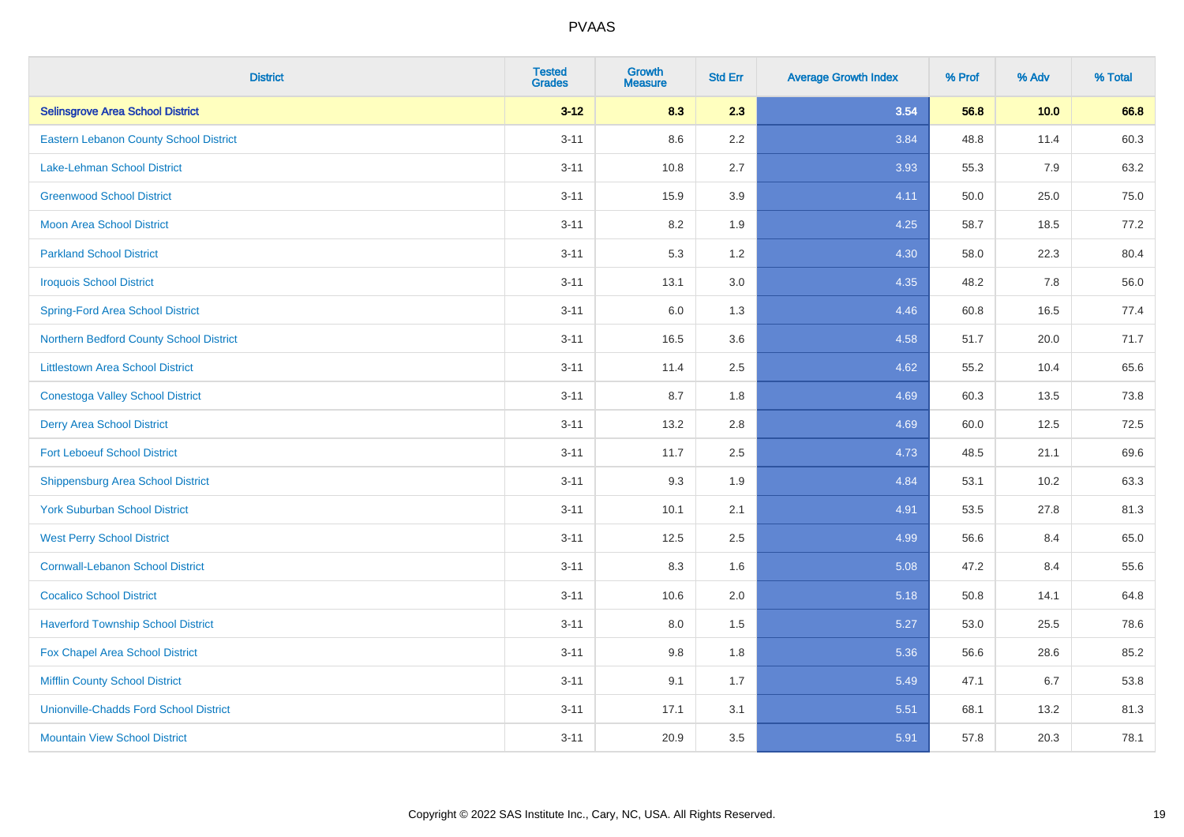# PVAAS

| District | Tested Grades | Growth Measure | Std Err | Average Growth Index | % Prof | % Adv | % Total |
|---|---|---|---|---|---|---|---|
| **Selinsgrove Area School District** | **3-12** | **8.3** | **2.3** | **3.54** | **56.8** | **10.0** | **66.8** |
| Eastern Lebanon County School District | 3-11 | 8.6 | 2.2 | 3.84 | 48.8 | 11.4 | 60.3 |
| Lake-Lehman School District | 3-11 | 10.8 | 2.7 | 3.93 | 55.3 | 7.9 | 63.2 |
| Greenwood School District | 3-11 | 15.9 | 3.9 | 4.11 | 50.0 | 25.0 | 75.0 |
| Moon Area School District | 3-11 | 8.2 | 1.9 | 4.25 | 58.7 | 18.5 | 77.2 |
| Parkland School District | 3-11 | 5.3 | 1.2 | 4.30 | 58.0 | 22.3 | 80.4 |
| Iroquois School District | 3-11 | 13.1 | 3.0 | 4.35 | 48.2 | 7.8 | 56.0 |
| Spring-Ford Area School District | 3-11 | 6.0 | 1.3 | 4.46 | 60.8 | 16.5 | 77.4 |
| Northern Bedford County School District | 3-11 | 16.5 | 3.6 | 4.58 | 51.7 | 20.0 | 71.7 |
| Littlestown Area School District | 3-11 | 11.4 | 2.5 | 4.62 | 55.2 | 10.4 | 65.6 |
| Conestoga Valley School District | 3-11 | 8.7 | 1.8 | 4.69 | 60.3 | 13.5 | 73.8 |
| Derry Area School District | 3-11 | 13.2 | 2.8 | 4.69 | 60.0 | 12.5 | 72.5 |
| Fort Leboeuf School District | 3-11 | 11.7 | 2.5 | 4.73 | 48.5 | 21.1 | 69.6 |
| Shippensburg Area School District | 3-11 | 9.3 | 1.9 | 4.84 | 53.1 | 10.2 | 63.3 |
| York Suburban School District | 3-11 | 10.1 | 2.1 | 4.91 | 53.5 | 27.8 | 81.3 |
| West Perry School District | 3-11 | 12.5 | 2.5 | 4.99 | 56.6 | 8.4 | 65.0 |
| Cornwall-Lebanon School District | 3-11 | 8.3 | 1.6 | 5.08 | 47.2 | 8.4 | 55.6 |
| Cocalico School District | 3-11 | 10.6 | 2.0 | 5.18 | 50.8 | 14.1 | 64.8 |
| Haverford Township School District | 3-11 | 8.0 | 1.5 | 5.27 | 53.0 | 25.5 | 78.6 |
| Fox Chapel Area School District | 3-11 | 9.8 | 1.8 | 5.36 | 56.6 | 28.6 | 85.2 |
| Mifflin County School District | 3-11 | 9.1 | 1.7 | 5.49 | 47.1 | 6.7 | 53.8 |
| Unionville-Chadds Ford School District | 3-11 | 17.1 | 3.1 | 5.51 | 68.1 | 13.2 | 81.3 |
| Mountain View School District | 3-11 | 20.9 | 3.5 | 5.91 | 57.8 | 20.3 | 78.1 |

Copyright © 2022 SAS Institute Inc., Cary, NC, USA. All Rights Reserved.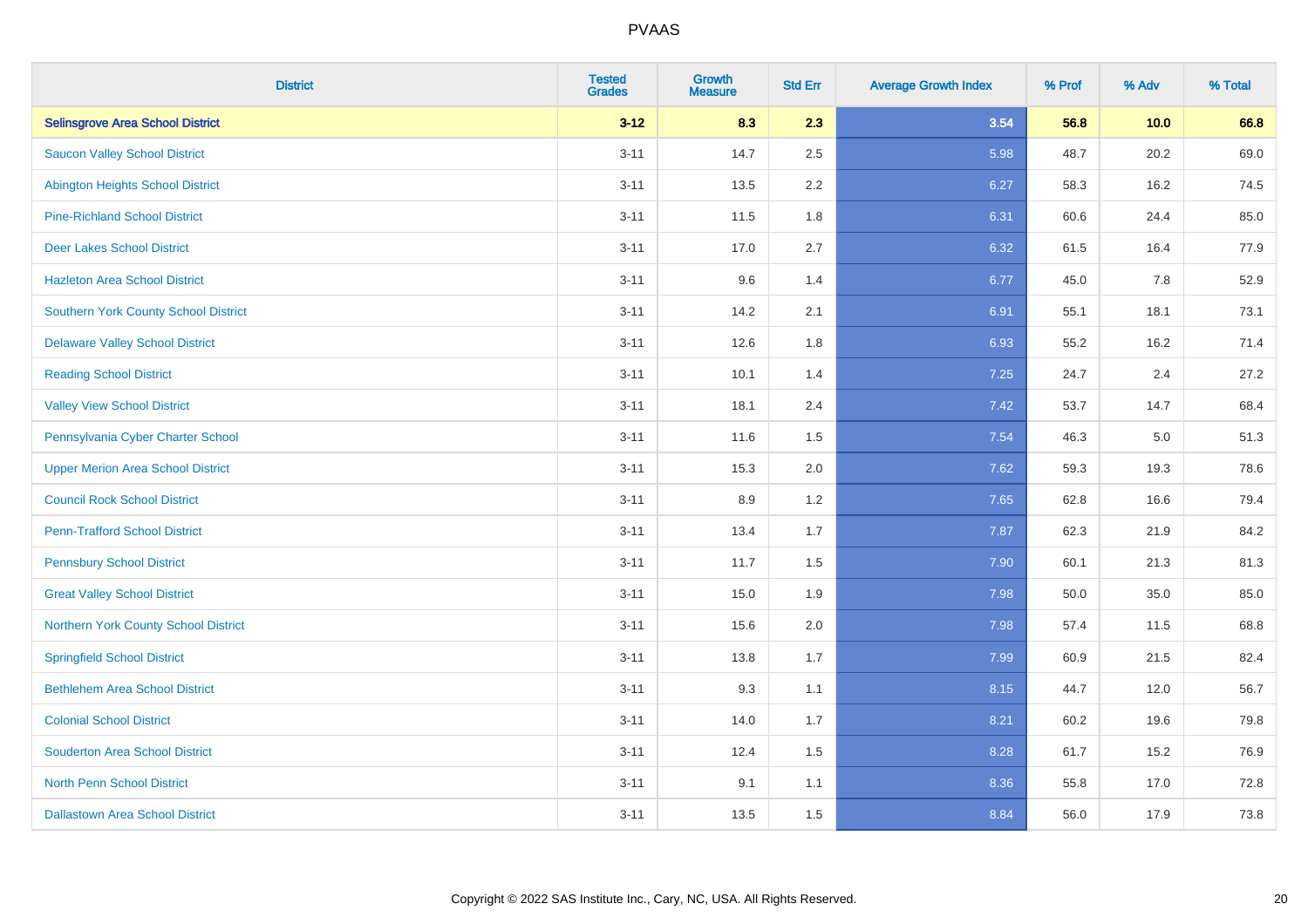PVAAS

| District | Tested Grades | Growth Measure | Std Err | Average Growth Index | % Prof | % Adv | % Total |
|---|---|---|---|---|---|---|---|
| **Selinsgrove Area School District** | **3-12** | **8.3** | **2.3** | **3.54** | **56.8** | **10.0** | **66.8** |
| Saucon Valley School District | 3-11 | 14.7 | 2.5 | 5.98 | 48.7 | 20.2 | 69.0 |
| Abington Heights School District | 3-11 | 13.5 | 2.2 | 6.27 | 58.3 | 16.2 | 74.5 |
| Pine-Richland School District | 3-11 | 11.5 | 1.8 | 6.31 | 60.6 | 24.4 | 85.0 |
| Deer Lakes School District | 3-11 | 17.0 | 2.7 | 6.32 | 61.5 | 16.4 | 77.9 |
| Hazleton Area School District | 3-11 | 9.6 | 1.4 | 6.77 | 45.0 | 7.8 | 52.9 |
| Southern York County School District | 3-11 | 14.2 | 2.1 | 6.91 | 55.1 | 18.1 | 73.1 |
| Delaware Valley School District | 3-11 | 12.6 | 1.8 | 6.93 | 55.2 | 16.2 | 71.4 |
| Reading School District | 3-11 | 10.1 | 1.4 | 7.25 | 24.7 | 2.4 | 27.2 |
| Valley View School District | 3-11 | 18.1 | 2.4 | 7.42 | 53.7 | 14.7 | 68.4 |
| Pennsylvania Cyber Charter School | 3-11 | 11.6 | 1.5 | 7.54 | 46.3 | 5.0 | 51.3 |
| Upper Merion Area School District | 3-11 | 15.3 | 2.0 | 7.62 | 59.3 | 19.3 | 78.6 |
| Council Rock School District | 3-11 | 8.9 | 1.2 | 7.65 | 62.8 | 16.6 | 79.4 |
| Penn-Trafford School District | 3-11 | 13.4 | 1.7 | 7.87 | 62.3 | 21.9 | 84.2 |
| Pennsbury School District | 3-11 | 11.7 | 1.5 | 7.90 | 60.1 | 21.3 | 81.3 |
| Great Valley School District | 3-11 | 15.0 | 1.9 | 7.98 | 50.0 | 35.0 | 85.0 |
| Northern York County School District | 3-11 | 15.6 | 2.0 | 7.98 | 57.4 | 11.5 | 68.8 |
| Springfield School District | 3-11 | 13.8 | 1.7 | 7.99 | 60.9 | 21.5 | 82.4 |
| Bethlehem Area School District | 3-11 | 9.3 | 1.1 | 8.15 | 44.7 | 12.0 | 56.7 |
| Colonial School District | 3-11 | 14.0 | 1.7 | 8.21 | 60.2 | 19.6 | 79.8 |
| Souderton Area School District | 3-11 | 12.4 | 1.5 | 8.28 | 61.7 | 15.2 | 76.9 |
| North Penn School District | 3-11 | 9.1 | 1.1 | 8.36 | 55.8 | 17.0 | 72.8 |
| Dallastown Area School District | 3-11 | 13.5 | 1.5 | 8.84 | 56.0 | 17.9 | 73.8 |

Copyright © 2022 SAS Institute Inc., Cary, NC, USA. All Rights Reserved.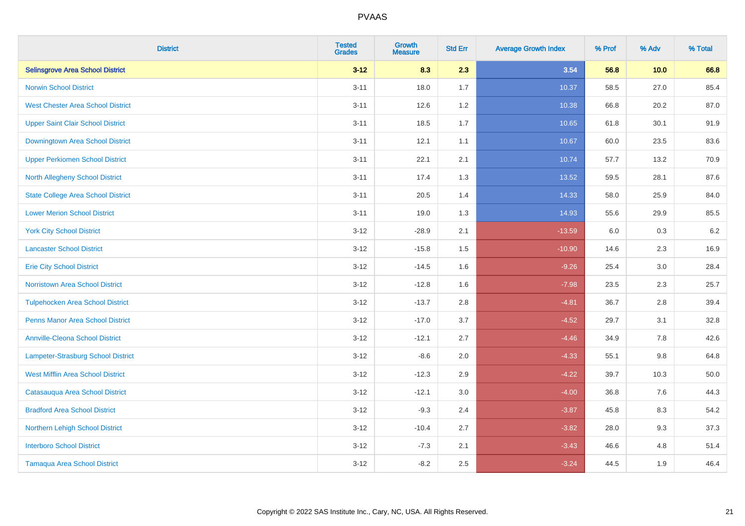# PVAAS

| District | Tested Grades | Growth Measure | Std Err | Average Growth Index | % Prof | % Adv | % Total |
|---|---|---|---|---|---|---|---|
| **Selinsgrove Area School District** | **3-12** | **8.3** | **2.3** | **3.54** | **56.8** | **10.0** | **66.8** |
| Norwin School District | 3-11 | 18.0 | 1.7 | 10.37 | 58.5 | 27.0 | 85.4 |
| West Chester Area School District | 3-11 | 12.6 | 1.2 | 10.38 | 66.8 | 20.2 | 87.0 |
| Upper Saint Clair School District | 3-11 | 18.5 | 1.7 | 10.65 | 61.8 | 30.1 | 91.9 |
| Downingtown Area School District | 3-11 | 12.1 | 1.1 | 10.67 | 60.0 | 23.5 | 83.6 |
| Upper Perkiomen School District | 3-11 | 22.1 | 2.1 | 10.74 | 57.7 | 13.2 | 70.9 |
| North Allegheny School District | 3-11 | 17.4 | 1.3 | 13.52 | 59.5 | 28.1 | 87.6 |
| State College Area School District | 3-11 | 20.5 | 1.4 | 14.33 | 58.0 | 25.9 | 84.0 |
| Lower Merion School District | 3-11 | 19.0 | 1.3 | 14.93 | 55.6 | 29.9 | 85.5 |
| York City School District | 3-12 | -28.9 | 2.1 | -13.59 | 6.0 | 0.3 | 6.2 |
| Lancaster School District | 3-12 | -15.8 | 1.5 | -10.90 | 14.6 | 2.3 | 16.9 |
| Erie City School District | 3-12 | -14.5 | 1.6 | -9.26 | 25.4 | 3.0 | 28.4 |
| Norristown Area School District | 3-12 | -12.8 | 1.6 | -7.98 | 23.5 | 2.3 | 25.7 |
| Tulpehocken Area School District | 3-12 | -13.7 | 2.8 | -4.81 | 36.7 | 2.8 | 39.4 |
| Penns Manor Area School District | 3-12 | -17.0 | 3.7 | -4.52 | 29.7 | 3.1 | 32.8 |
| Annville-Cleona School District | 3-12 | -12.1 | 2.7 | -4.46 | 34.9 | 7.8 | 42.6 |
| Lampeter-Strasburg School District | 3-12 | -8.6 | 2.0 | -4.33 | 55.1 | 9.8 | 64.8 |
| West Mifflin Area School District | 3-12 | -12.3 | 2.9 | -4.22 | 39.7 | 10.3 | 50.0 |
| Catasauqua Area School District | 3-12 | -12.1 | 3.0 | -4.00 | 36.8 | 7.6 | 44.3 |
| Bradford Area School District | 3-12 | -9.3 | 2.4 | -3.87 | 45.8 | 8.3 | 54.2 |
| Northern Lehigh School District | 3-12 | -10.4 | 2.7 | -3.82 | 28.0 | 9.3 | 37.3 |
| Interboro School District | 3-12 | -7.3 | 2.1 | -3.43 | 46.6 | 4.8 | 51.4 |
| Tamaqua Area School District | 3-12 | -8.2 | 2.5 | -3.24 | 44.5 | 1.9 | 46.4 |

Copyright © 2022 SAS Institute Inc., Cary, NC, USA. All Rights Reserved.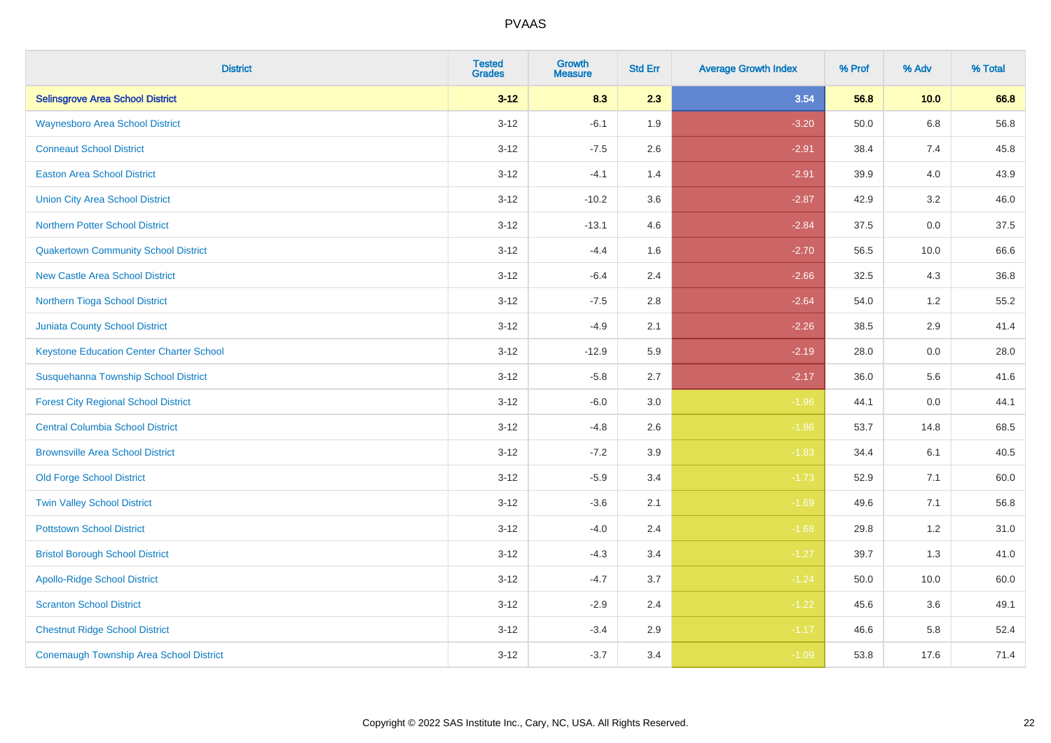# PVAAS

| District | Tested Grades | Growth Measure | Std Err | Average Growth Index | % Prof | % Adv | % Total |
|---|---|---|---|---|---|---|---|
| **Selinsgrove Area School District** | **3-12** | **8.3** | **2.3** | **3.54** | **56.8** | **10.0** | **66.8** |
| Waynesboro Area School District | 3-12 | -6.1 | 1.9 | -3.20 | 50.0 | 6.8 | 56.8 |
| Conneaut School District | 3-12 | -7.5 | 2.6 | -2.91 | 38.4 | 7.4 | 45.8 |
| Easton Area School District | 3-12 | -4.1 | 1.4 | -2.91 | 39.9 | 4.0 | 43.9 |
| Union City Area School District | 3-12 | -10.2 | 3.6 | -2.87 | 42.9 | 3.2 | 46.0 |
| Northern Potter School District | 3-12 | -13.1 | 4.6 | -2.84 | 37.5 | 0.0 | 37.5 |
| Quakertown Community School District | 3-12 | -4.4 | 1.6 | -2.70 | 56.5 | 10.0 | 66.6 |
| New Castle Area School District | 3-12 | -6.4 | 2.4 | -2.66 | 32.5 | 4.3 | 36.8 |
| Northern Tioga School District | 3-12 | -7.5 | 2.8 | -2.64 | 54.0 | 1.2 | 55.2 |
| Juniata County School District | 3-12 | -4.9 | 2.1 | -2.26 | 38.5 | 2.9 | 41.4 |
| Keystone Education Center Charter School | 3-12 | -12.9 | 5.9 | -2.19 | 28.0 | 0.0 | 28.0 |
| Susquehanna Township School District | 3-12 | -5.8 | 2.7 | -2.17 | 36.0 | 5.6 | 41.6 |
| Forest City Regional School District | 3-12 | -6.0 | 3.0 | -1.96 | 44.1 | 0.0 | 44.1 |
| Central Columbia School District | 3-12 | -4.8 | 2.6 | -1.86 | 53.7 | 14.8 | 68.5 |
| Brownsville Area School District | 3-12 | -7.2 | 3.9 | -1.83 | 34.4 | 6.1 | 40.5 |
| Old Forge School District | 3-12 | -5.9 | 3.4 | -1.73 | 52.9 | 7.1 | 60.0 |
| Twin Valley School District | 3-12 | -3.6 | 2.1 | -1.69 | 49.6 | 7.1 | 56.8 |
| Pottstown School District | 3-12 | -4.0 | 2.4 | -1.68 | 29.8 | 1.2 | 31.0 |
| Bristol Borough School District | 3-12 | -4.3 | 3.4 | -1.27 | 39.7 | 1.3 | 41.0 |
| Apollo-Ridge School District | 3-12 | -4.7 | 3.7 | -1.24 | 50.0 | 10.0 | 60.0 |
| Scranton School District | 3-12 | -2.9 | 2.4 | -1.22 | 45.6 | 3.6 | 49.1 |
| Chestnut Ridge School District | 3-12 | -3.4 | 2.9 | -1.17 | 46.6 | 5.8 | 52.4 |
| Conemaugh Township Area School District | 3-12 | -3.7 | 3.4 | -1.09 | 53.8 | 17.6 | 71.4 |

Copyright © 2022 SAS Institute Inc., Cary, NC, USA. All Rights Reserved.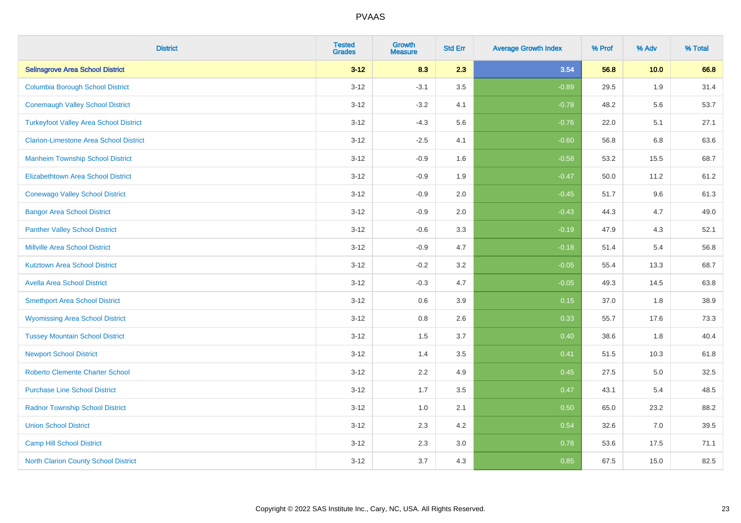| District | Tested Grades | Growth Measure | Std Err | Average Growth Index | % Prof | % Adv | % Total |
|---|---|---|---|---|---|---|---|
| **Selinsgrove Area School District** | **3-12** | **8.3** | **2.3** | **3.54** | **56.8** | **10.0** | **66.8** |
| Columbia Borough School District | 3-12 | -3.1 | 3.5 | -0.89 | 29.5 | 1.9 | 31.4 |
| Conemaugh Valley School District | 3-12 | -3.2 | 4.1 | -0.78 | 48.2 | 5.6 | 53.7 |
| Turkeyfoot Valley Area School District | 3-12 | -4.3 | 5.6 | -0.76 | 22.0 | 5.1 | 27.1 |
| Clarion-Limestone Area School District | 3-12 | -2.5 | 4.1 | -0.60 | 56.8 | 6.8 | 63.6 |
| Manheim Township School District | 3-12 | -0.9 | 1.6 | -0.58 | 53.2 | 15.5 | 68.7 |
| Elizabethtown Area School District | 3-12 | -0.9 | 1.9 | -0.47 | 50.0 | 11.2 | 61.2 |
| Conewago Valley School District | 3-12 | -0.9 | 2.0 | -0.45 | 51.7 | 9.6 | 61.3 |
| Bangor Area School District | 3-12 | -0.9 | 2.0 | -0.43 | 44.3 | 4.7 | 49.0 |
| Panther Valley School District | 3-12 | -0.6 | 3.3 | -0.19 | 47.9 | 4.3 | 52.1 |
| Millville Area School District | 3-12 | -0.9 | 4.7 | -0.18 | 51.4 | 5.4 | 56.8 |
| Kutztown Area School District | 3-12 | -0.2 | 3.2 | -0.05 | 55.4 | 13.3 | 68.7 |
| Avella Area School District | 3-12 | -0.3 | 4.7 | -0.05 | 49.3 | 14.5 | 63.8 |
| Smethport Area School District | 3-12 | 0.6 | 3.9 | 0.15 | 37.0 | 1.8 | 38.9 |
| Wyomissing Area School District | 3-12 | 0.8 | 2.6 | 0.33 | 55.7 | 17.6 | 73.3 |
| Tussey Mountain School District | 3-12 | 1.5 | 3.7 | 0.40 | 38.6 | 1.8 | 40.4 |
| Newport School District | 3-12 | 1.4 | 3.5 | 0.41 | 51.5 | 10.3 | 61.8 |
| Roberto Clemente Charter School | 3-12 | 2.2 | 4.9 | 0.45 | 27.5 | 5.0 | 32.5 |
| Purchase Line School District | 3-12 | 1.7 | 3.5 | 0.47 | 43.1 | 5.4 | 48.5 |
| Radnor Township School District | 3-12 | 1.0 | 2.1 | 0.50 | 65.0 | 23.2 | 88.2 |
| Union School District | 3-12 | 2.3 | 4.2 | 0.54 | 32.6 | 7.0 | 39.5 |
| Camp Hill School District | 3-12 | 2.3 | 3.0 | 0.78 | 53.6 | 17.5 | 71.1 |
| North Clarion County School District | 3-12 | 3.7 | 4.3 | 0.85 | 67.5 | 15.0 | 82.5 |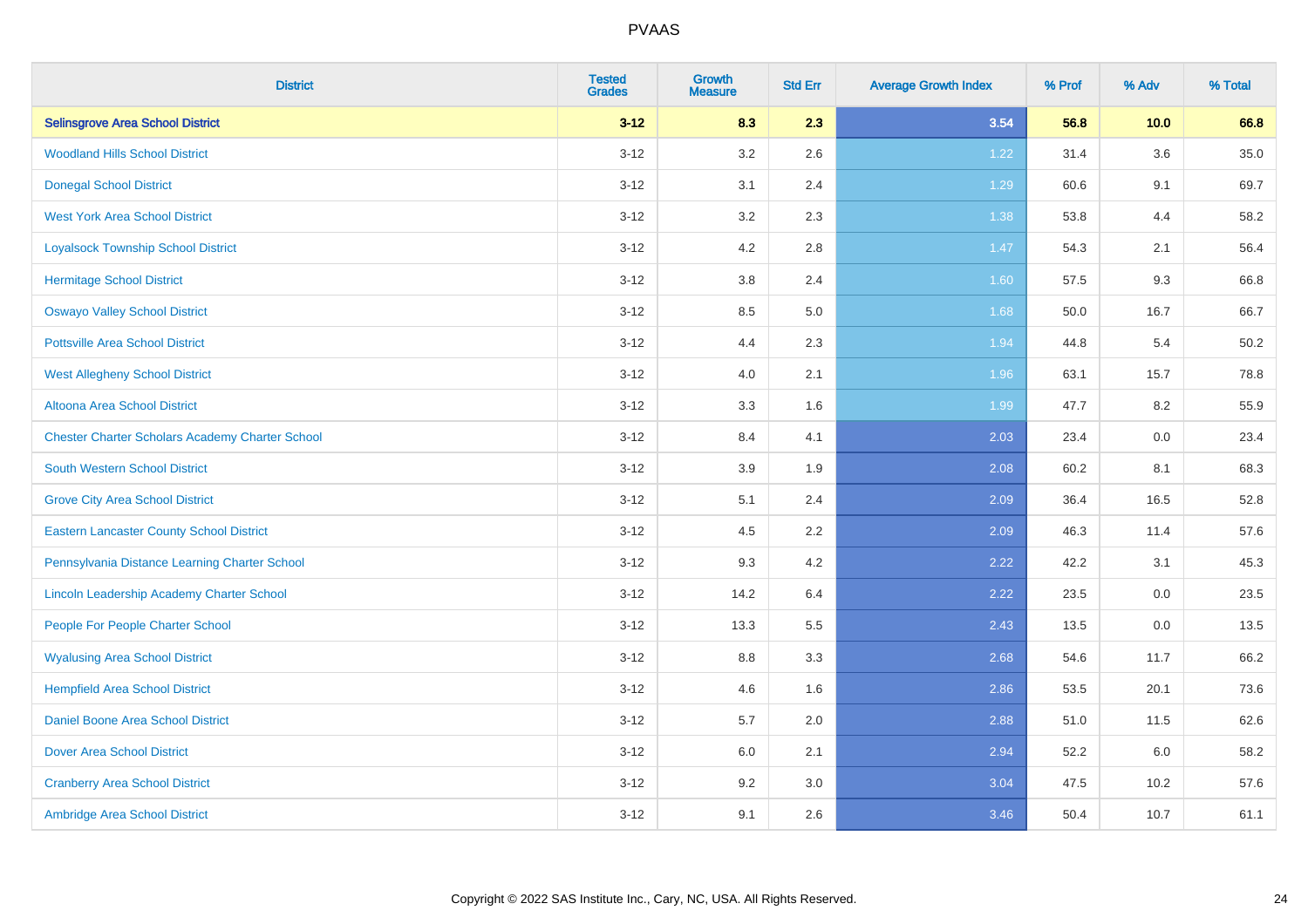# PVAAS

| District | Tested Grades | Growth Measure | Std Err | Average Growth Index | % Prof | % Adv | % Total |
|---|---|---|---|---|---|---|---|
| **Selinsgrove Area School District** | **3-12** | **8.3** | **2.3** | **3.54** | **56.8** | **10.0** | **66.8** |
| Woodland Hills School District | 3-12 | 3.2 | 2.6 | 1.22 | 31.4 | 3.6 | 35.0 |
| Donegal School District | 3-12 | 3.1 | 2.4 | 1.29 | 60.6 | 9.1 | 69.7 |
| West York Area School District | 3-12 | 3.2 | 2.3 | 1.38 | 53.8 | 4.4 | 58.2 |
| Loyalsock Township School District | 3-12 | 4.2 | 2.8 | 1.47 | 54.3 | 2.1 | 56.4 |
| Hermitage School District | 3-12 | 3.8 | 2.4 | 1.60 | 57.5 | 9.3 | 66.8 |
| Oswayo Valley School District | 3-12 | 8.5 | 5.0 | 1.68 | 50.0 | 16.7 | 66.7 |
| Pottsville Area School District | 3-12 | 4.4 | 2.3 | 1.94 | 44.8 | 5.4 | 50.2 |
| West Allegheny School District | 3-12 | 4.0 | 2.1 | 1.96 | 63.1 | 15.7 | 78.8 |
| Altoona Area School District | 3-12 | 3.3 | 1.6 | 1.99 | 47.7 | 8.2 | 55.9 |
| Chester Charter Scholars Academy Charter School | 3-12 | 8.4 | 4.1 | 2.03 | 23.4 | 0.0 | 23.4 |
| South Western School District | 3-12 | 3.9 | 1.9 | 2.08 | 60.2 | 8.1 | 68.3 |
| Grove City Area School District | 3-12 | 5.1 | 2.4 | 2.09 | 36.4 | 16.5 | 52.8 |
| Eastern Lancaster County School District | 3-12 | 4.5 | 2.2 | 2.09 | 46.3 | 11.4 | 57.6 |
| Pennsylvania Distance Learning Charter School | 3-12 | 9.3 | 4.2 | 2.22 | 42.2 | 3.1 | 45.3 |
| Lincoln Leadership Academy Charter School | 3-12 | 14.2 | 6.4 | 2.22 | 23.5 | 0.0 | 23.5 |
| People For People Charter School | 3-12 | 13.3 | 5.5 | 2.43 | 13.5 | 0.0 | 13.5 |
| Wyalusing Area School District | 3-12 | 8.8 | 3.3 | 2.68 | 54.6 | 11.7 | 66.2 |
| Hempfield Area School District | 3-12 | 4.6 | 1.6 | 2.86 | 53.5 | 20.1 | 73.6 |
| Daniel Boone Area School District | 3-12 | 5.7 | 2.0 | 2.88 | 51.0 | 11.5 | 62.6 |
| Dover Area School District | 3-12 | 6.0 | 2.1 | 2.94 | 52.2 | 6.0 | 58.2 |
| Cranberry Area School District | 3-12 | 9.2 | 3.0 | 3.04 | 47.5 | 10.2 | 57.6 |
| Ambridge Area School District | 3-12 | 9.1 | 2.6 | 3.46 | 50.4 | 10.7 | 61.1 |

Copyright © 2022 SAS Institute Inc., Cary, NC, USA. All Rights Reserved.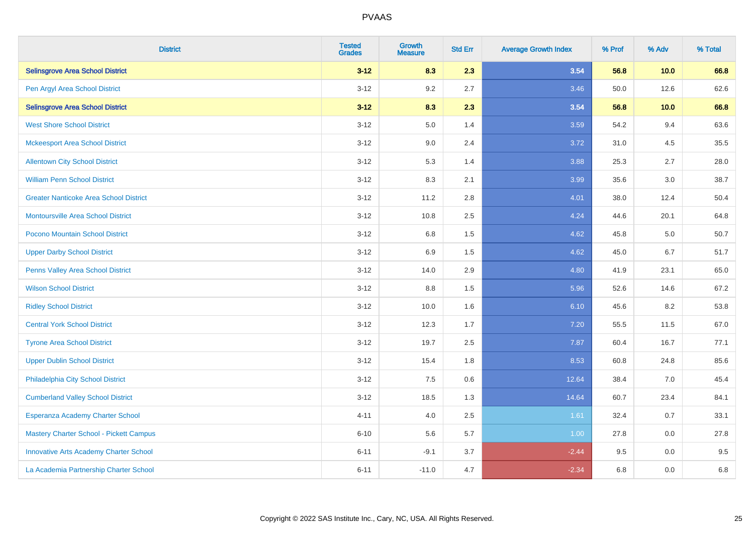# PVAAS

| District | Tested Grades | Growth Measure | Std Err | Average Growth Index | % Prof | % Adv | % Total |
|---|---|---|---|---|---|---|---|
| **Selinsgrove Area School District** | **3-12** | **8.3** | **2.3** | **3.54** | **56.8** | **10.0** | **66.8** |
| Pen Argyl Area School District | 3-12 | 9.2 | 2.7 | 3.46 | 50.0 | 12.6 | 62.6 |
| **Selinsgrove Area School District** | **3-12** | **8.3** | **2.3** | **3.54** | **56.8** | **10.0** | **66.8** |
| West Shore School District | 3-12 | 5.0 | 1.4 | 3.59 | 54.2 | 9.4 | 63.6 |
| Mckeesport Area School District | 3-12 | 9.0 | 2.4 | 3.72 | 31.0 | 4.5 | 35.5 |
| Allentown City School District | 3-12 | 5.3 | 1.4 | 3.88 | 25.3 | 2.7 | 28.0 |
| William Penn School District | 3-12 | 8.3 | 2.1 | 3.99 | 35.6 | 3.0 | 38.7 |
| Greater Nanticoke Area School District | 3-12 | 11.2 | 2.8 | 4.01 | 38.0 | 12.4 | 50.4 |
| Montoursville Area School District | 3-12 | 10.8 | 2.5 | 4.24 | 44.6 | 20.1 | 64.8 |
| Pocono Mountain School District | 3-12 | 6.8 | 1.5 | 4.62 | 45.8 | 5.0 | 50.7 |
| Upper Darby School District | 3-12 | 6.9 | 1.5 | 4.62 | 45.0 | 6.7 | 51.7 |
| Penns Valley Area School District | 3-12 | 14.0 | 2.9 | 4.80 | 41.9 | 23.1 | 65.0 |
| Wilson School District | 3-12 | 8.8 | 1.5 | 5.96 | 52.6 | 14.6 | 67.2 |
| Ridley School District | 3-12 | 10.0 | 1.6 | 6.10 | 45.6 | 8.2 | 53.8 |
| Central York School District | 3-12 | 12.3 | 1.7 | 7.20 | 55.5 | 11.5 | 67.0 |
| Tyrone Area School District | 3-12 | 19.7 | 2.5 | 7.87 | 60.4 | 16.7 | 77.1 |
| Upper Dublin School District | 3-12 | 15.4 | 1.8 | 8.53 | 60.8 | 24.8 | 85.6 |
| Philadelphia City School District | 3-12 | 7.5 | 0.6 | 12.64 | 38.4 | 7.0 | 45.4 |
| Cumberland Valley School District | 3-12 | 18.5 | 1.3 | 14.64 | 60.7 | 23.4 | 84.1 |
| Esperanza Academy Charter School | 4-11 | 4.0 | 2.5 | 1.61 | 32.4 | 0.7 | 33.1 |
| Mastery Charter School - Pickett Campus | 6-10 | 5.6 | 5.7 | 1.00 | 27.8 | 0.0 | 27.8 |
| Innovative Arts Academy Charter School | 6-11 | -9.1 | 3.7 | -2.44 | 9.5 | 0.0 | 9.5 |
| La Academia Partnership Charter School | 6-11 | -11.0 | 4.7 | -2.34 | 6.8 | 0.0 | 6.8 |

Copyright © 2022 SAS Institute Inc., Cary, NC, USA. All Rights Reserved.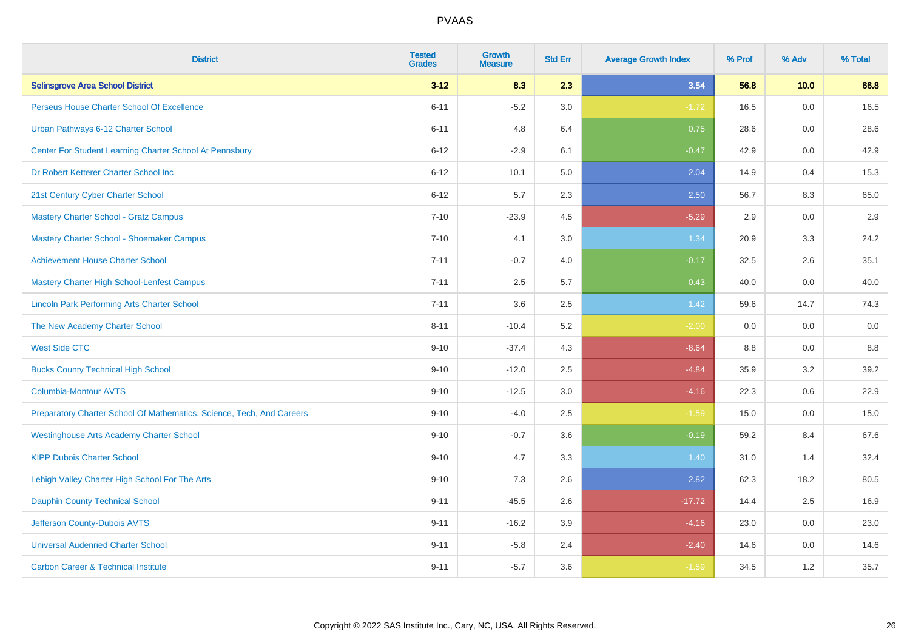# PVAAS

| District | Tested Grades | Growth Measure | Std Err | Average Growth Index | % Prof | % Adv | % Total |
|---|---|---|---|---|---|---|---|
| **Selinsgrove Area School District** | **3-12** | **8.3** | **2.3** | **3.54** | **56.8** | **10.0** | **66.8** |
| Perseus House Charter School Of Excellence | 6-11 | -5.2 | 3.0 | -1.72 | 16.5 | 0.0 | 16.5 |
| Urban Pathways 6-12 Charter School | 6-11 | 4.8 | 6.4 | 0.75 | 28.6 | 0.0 | 28.6 |
| Center For Student Learning Charter School At Pennsbury | 6-12 | -2.9 | 6.1 | -0.47 | 42.9 | 0.0 | 42.9 |
| Dr Robert Ketterer Charter School Inc | 6-12 | 10.1 | 5.0 | 2.04 | 14.9 | 0.4 | 15.3 |
| 21st Century Cyber Charter School | 6-12 | 5.7 | 2.3 | 2.50 | 56.7 | 8.3 | 65.0 |
| Mastery Charter School - Gratz Campus | 7-10 | -23.9 | 4.5 | -5.29 | 2.9 | 0.0 | 2.9 |
| Mastery Charter School - Shoemaker Campus | 7-10 | 4.1 | 3.0 | 1.34 | 20.9 | 3.3 | 24.2 |
| Achievement House Charter School | 7-11 | -0.7 | 4.0 | -0.17 | 32.5 | 2.6 | 35.1 |
| Mastery Charter High School-Lenfest Campus | 7-11 | 2.5 | 5.7 | 0.43 | 40.0 | 0.0 | 40.0 |
| Lincoln Park Performing Arts Charter School | 7-11 | 3.6 | 2.5 | 1.42 | 59.6 | 14.7 | 74.3 |
| The New Academy Charter School | 8-11 | -10.4 | 5.2 | -2.00 | 0.0 | 0.0 | 0.0 |
| West Side CTC | 9-10 | -37.4 | 4.3 | -8.64 | 8.8 | 0.0 | 8.8 |
| Bucks County Technical High School | 9-10 | -12.0 | 2.5 | -4.84 | 35.9 | 3.2 | 39.2 |
| Columbia-Montour AVTS | 9-10 | -12.5 | 3.0 | -4.16 | 22.3 | 0.6 | 22.9 |
| Preparatory Charter School Of Mathematics, Science, Tech, And Careers | 9-10 | -4.0 | 2.5 | -1.59 | 15.0 | 0.0 | 15.0 |
| Westinghouse Arts Academy Charter School | 9-10 | -0.7 | 3.6 | -0.19 | 59.2 | 8.4 | 67.6 |
| KIPP Dubois Charter School | 9-10 | 4.7 | 3.3 | 1.40 | 31.0 | 1.4 | 32.4 |
| Lehigh Valley Charter High School For The Arts | 9-10 | 7.3 | 2.6 | 2.82 | 62.3 | 18.2 | 80.5 |
| Dauphin County Technical School | 9-11 | -45.5 | 2.6 | -17.72 | 14.4 | 2.5 | 16.9 |
| Jefferson County-Dubois AVTS | 9-11 | -16.2 | 3.9 | -4.16 | 23.0 | 0.0 | 23.0 |
| Universal Audenried Charter School | 9-11 | -5.8 | 2.4 | -2.40 | 14.6 | 0.0 | 14.6 |
| Carbon Career & Technical Institute | 9-11 | -5.7 | 3.6 | -1.59 | 34.5 | 1.2 | 35.7 |

Copyright © 2022 SAS Institute Inc., Cary, NC, USA. All Rights Reserved.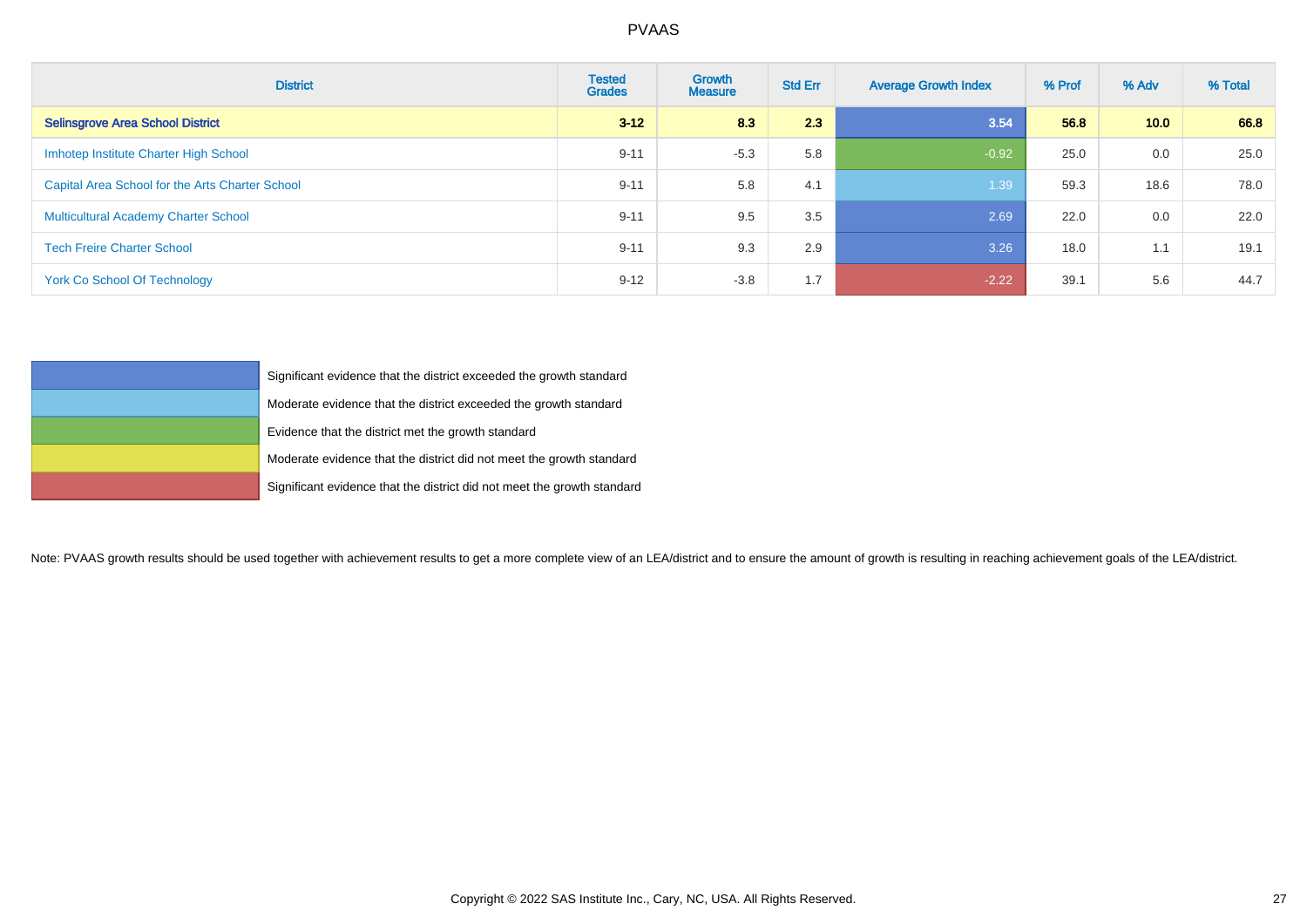PVAAS

| District | Tested Grades | Growth Measure | Std Err | Average Growth Index | % Prof | % Adv | % Total |
|---|---|---|---|---|---|---|---|
| **Selinsgrove Area School District** | **3-12** | **8.3** | **2.3** | **3.54** | **56.8** | **10.0** | **66.8** |
| Imhotep Institute Charter High School | 9-11 | -5.3 | 5.8 | -0.92 | 25.0 | 0.0 | 25.0 |
| Capital Area School for the Arts Charter School | 9-11 | 5.8 | 4.1 | 1.39 | 59.3 | 18.6 | 78.0 |
| Multicultural Academy Charter School | 9-11 | 9.5 | 3.5 | 2.69 | 22.0 | 0.0 | 22.0 |
| Tech Freire Charter School | 9-11 | 9.3 | 2.9 | 3.26 | 18.0 | 1.1 | 19.1 |
| York Co School Of Technology | 9-12 | -3.8 | 1.7 | -2.22 | 39.1 | 5.6 | 44.7 |

Significant evidence that the district exceeded the growth standard

Moderate evidence that the district exceeded the growth standard

Evidence that the district met the growth standard

Moderate evidence that the district did not meet the growth standard

Significant evidence that the district did not meet the growth standard

Note: PVAAS growth results should be used together with achievement results to get a more complete view of an LEA/district and to ensure the amount of growth is resulting in reaching achievement goals of the LEA/district.

Copyright © 2022 SAS Institute Inc., Cary, NC, USA. All Rights Reserved.